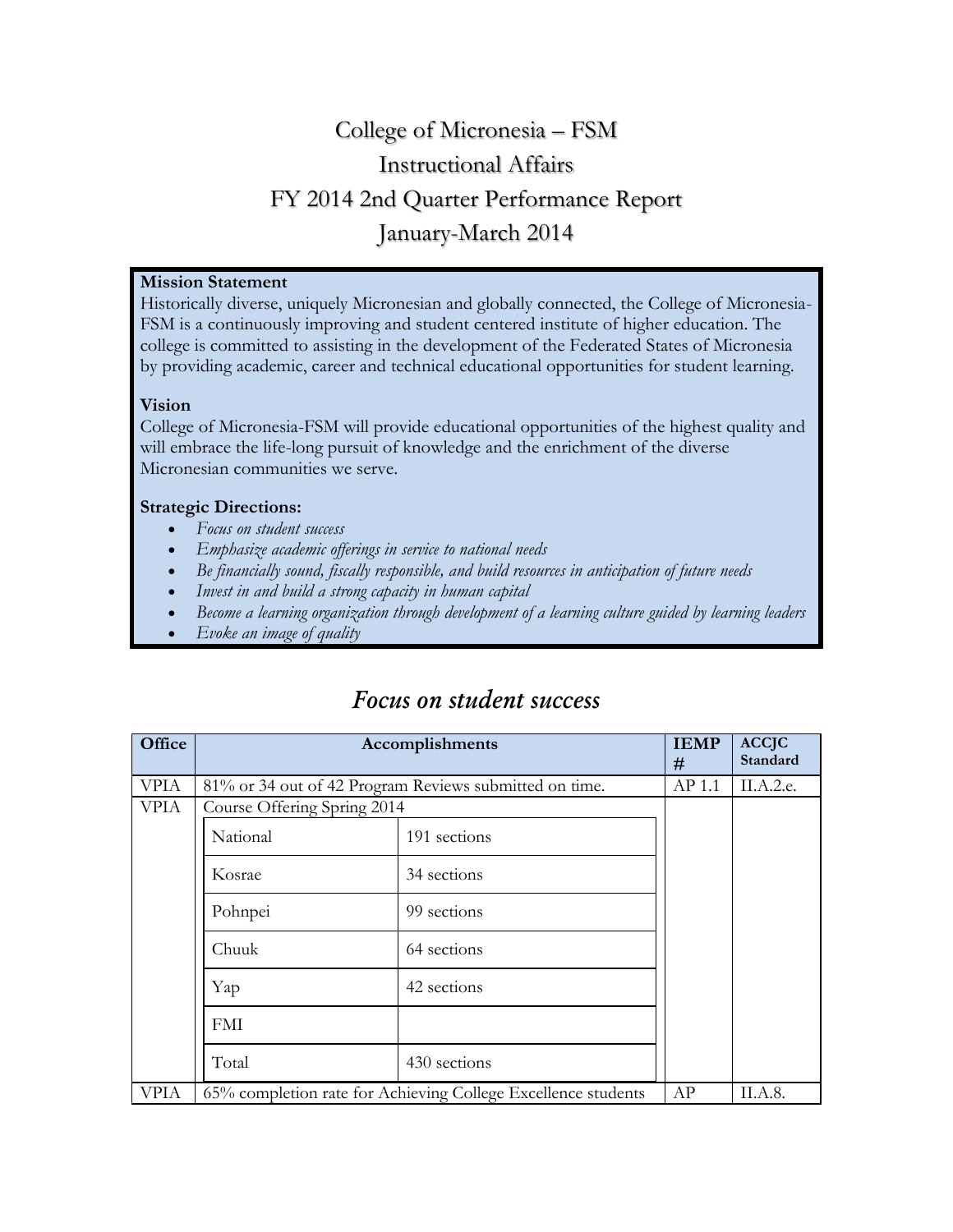# College of Micronesia – FSM
# Instructional Affairs
# FY 2014 2nd Quarter Performance Report
# January-March 2014

**Mission Statement**
Historically diverse, uniquely Micronesian and globally connected, the College of Micronesia-FSM is a continuously improving and student centered institute of higher education. The college is committed to assisting in the development of the Federated States of Micronesia by providing academic, career and technical educational opportunities for student learning.

**Vision**
College of Micronesia-FSM will provide educational opportunities of the highest quality and will embrace the life-long pursuit of knowledge and the enrichment of the diverse Micronesian communities we serve.

**Strategic Directions:**
- *Focus on student success*
- *Emphasize academic offerings in service to national needs*
- *Be financially sound, fiscally responsible, and build resources in anticipation of future needs*
- *Invest in and build a strong capacity in human capital*
- *Become a learning organization through development of a learning culture guided by learning leaders*
- *Evoke an image of quality*

## *Focus on student success*

| Office | Accomplishments | | IEMP # | ACCJC Standard |
|---|---|---|---|---|
| VPIA | 81% or 34 out of 42 Program Reviews submitted on time. | | AP 1.1 | II.A.2.e. |
| VPIA | Course Offering Spring 2014 | | | |
| | National | 191 sections | | |
| | Kosrae | 34 sections | | |
| | Pohnpei | 99 sections | | |
| | Chuuk | 64 sections | | |
| | Yap | 42 sections | | |
| | FMI | | | |
| | Total | 430 sections | | |
| VPIA | 65% completion rate for Achieving College Excellence students | | AP | II.A.8. |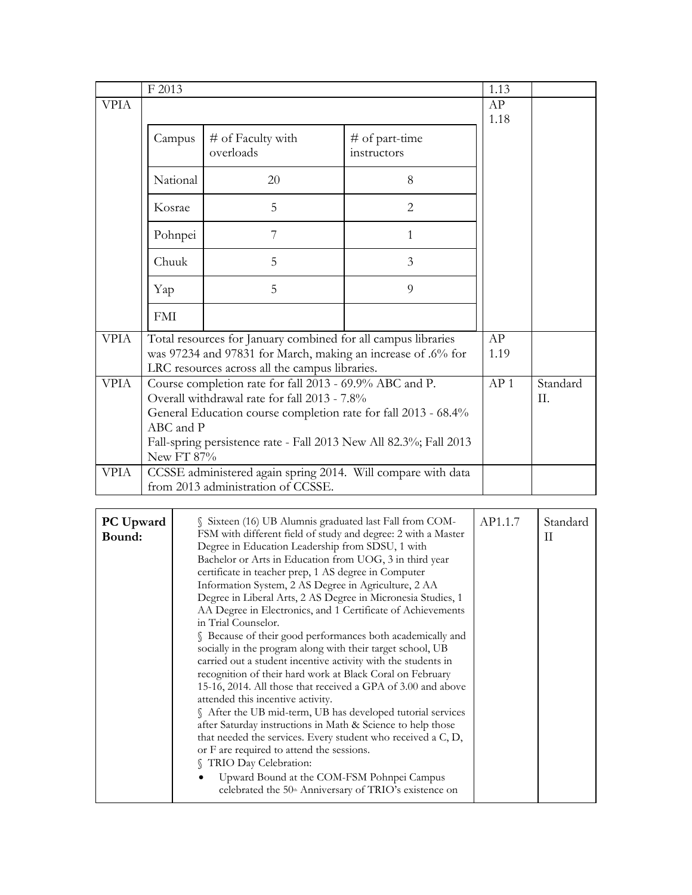| | F 2013 | 1.13 | |
|---|---|---|---|
| VPIA | | AP 1.18 | |

| Campus | # of Faculty with overloads | # of part-time instructors |
|---|---|---|
| National | 20 | 8 |
| Kosrae | 5 | 2 |
| Pohnpei | 7 | 1 |
| Chuuk | 5 | 3 |
| Yap | 5 | 9 |
| FMI | | |

| | | | |
|---|---|---|---|
| VPIA | Total resources for January combined for all campus libraries was 97234 and 97831 for March, making an increase of .6% for LRC resources across all the campus libraries. | AP 1.19 | |
| VPIA | Course completion rate for fall 2013 - 69.9% ABC and P.<br>Overall withdrawal rate for fall 2013 - 7.8%<br>General Education course completion rate for fall 2013 - 68.4% ABC and P<br>Fall-spring persistence rate - Fall 2013 New All 82.3%; Fall 2013 New FT 87% | AP 1 | Standard II. |
| VPIA | CCSSE administered again spring 2014. Will compare with data from 2013 administration of CCSSE. | | |

| | | | |
|---|---|---|---|
| **PC Upward Bound:** | § Sixteen (16) UB Alumnis graduated last Fall from COM-FSM with different field of study and degree: 2 with a Master Degree in Education Leadership from SDSU, 1 with Bachelor or Arts in Education from UOG, 3 in third year certificate in teacher prep, 1 AS degree in Computer Information System, 2 AS Degree in Agriculture, 2 AA Degree in Liberal Arts, 2 AS Degree in Micronesia Studies, 1 AA Degree in Electronics, and 1 Certificate of Achievements in Trial Counselor.<br>§ Because of their good performances both academically and socially in the program along with their target school, UB carried out a student incentive activity with the students in recognition of their hard work at Black Coral on February 15-16, 2014. All those that received a GPA of 3.00 and above attended this incentive activity.<br>§ After the UB mid-term, UB has developed tutorial services after Saturday instructions in Math & Science to help those that needed the services. Every student who received a C, D, or F are required to attend the sessions.<br>§ TRIO Day Celebration:<br>• Upward Bound at the COM-FSM Pohnpei Campus celebrated the 50th Anniversary of TRIO's existence on | AP1.1.7 | Standard II |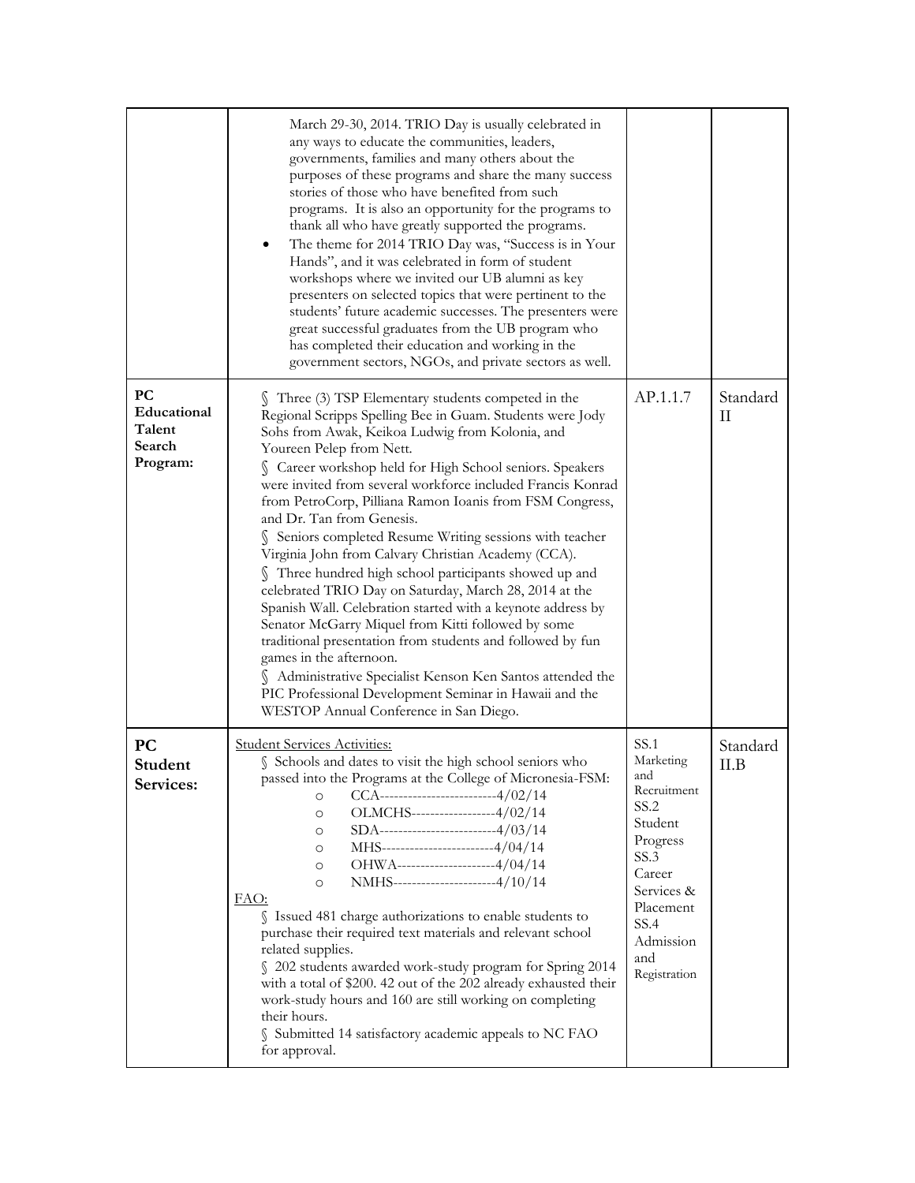|  |  |  |  |
|---|---|---|---|
|  | March 29-30, 2014. TRIO Day is usually celebrated in any ways to educate the communities, leaders, governments, families and many others about the purposes of these programs and share the many success stories of those who have benefited from such programs. It is also an opportunity for the programs to thank all who have greatly supported the programs.<br>• The theme for 2014 TRIO Day was, "Success is in Your Hands", and it was celebrated in form of student workshops where we invited our UB alumni as key presenters on selected topics that were pertinent to the students' future academic successes. The presenters were great successful graduates from the UB program who has completed their education and working in the government sectors, NGOs, and private sectors as well. |  |  |
| **PC Educational Talent Search Program:** | § Three (3) TSP Elementary students competed in the Regional Scripps Spelling Bee in Guam. Students were Jody Sohs from Awak, Keikoa Ludwig from Kolonia, and Youreen Pelep from Nett.<br>§ Career workshop held for High School seniors. Speakers were invited from several workforce included Francis Konrad from PetroCorp, Pilliana Ramon Ioanis from FSM Congress, and Dr. Tan from Genesis.<br>§ Seniors completed Resume Writing sessions with teacher Virginia John from Calvary Christian Academy (CCA).<br>§ Three hundred high school participants showed up and celebrated TRIO Day on Saturday, March 28, 2014 at the Spanish Wall. Celebration started with a keynote address by Senator McGarry Miquel from Kitti followed by some traditional presentation from students and followed by fun games in the afternoon.<br>§ Administrative Specialist Kenson Ken Santos attended the PIC Professional Development Seminar in Hawaii and the WESTOP Annual Conference in San Diego. | AP.1.1.7 | Standard II |
| **PC Student Services:** | <u>Student Services Activities:</u><br>§ Schools and dates to visit the high school seniors who passed into the Programs at the College of Micronesia-FSM:<br>○ CCA-------------------------4/02/14<br>○ OLMCHS------------------4/02/14<br>○ SDA-------------------------4/03/14<br>○ MHS------------------------4/04/14<br>○ OHWA---------------------4/04/14<br>○ NMHS----------------------4/10/14<br><u>FAO:</u><br>§ Issued 481 charge authorizations to enable students to purchase their required text materials and relevant school related supplies.<br>§ 202 students awarded work-study program for Spring 2014 with a total of $200. 42 out of the 202 already exhausted their work-study hours and 160 are still working on completing their hours.<br>§ Submitted 14 satisfactory academic appeals to NC FAO for approval. | SS.1 Marketing and Recruitment<br>SS.2 Student Progress<br>SS.3 Career Services & Placement<br>SS.4 Admission and Registration | Standard II.B |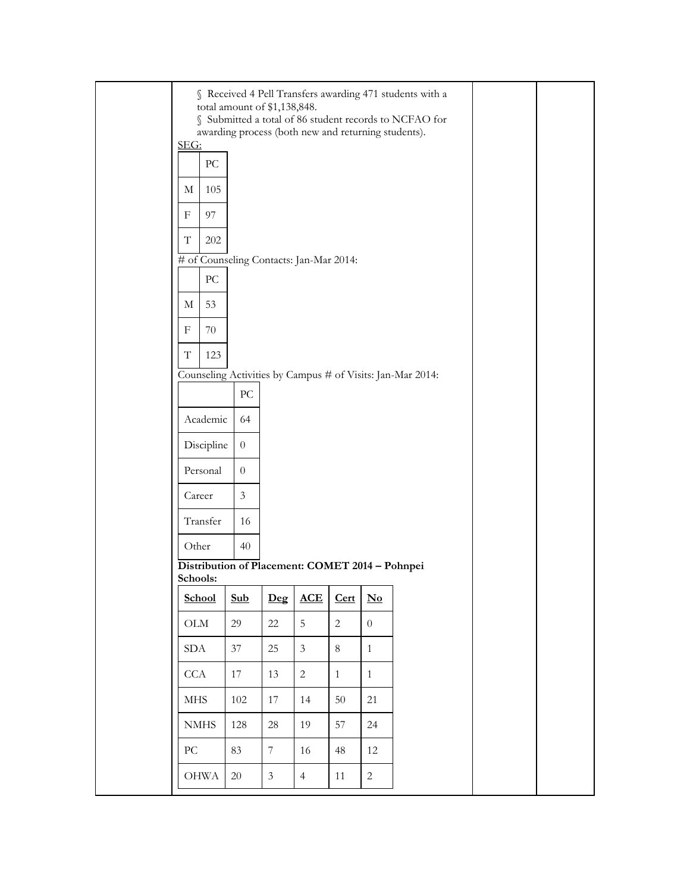§ Received 4 Pell Transfers awarding 471 students with a total amount of $1,138,848.

§ Submitted a total of 86 student records to NCFAO for awarding process (both new and returning students).

SEG:

| | PC |
|---|---|
| M | 105 |
| F | 97 |
| T | 202 |

# of Counseling Contacts: Jan-Mar 2014:

| | PC |
|---|---|
| M | 53 |
| F | 70 |
| T | 123 |

Counseling Activities by Campus # of Visits: Jan-Mar 2014:

| | PC |
|---|---|
| Academic | 64 |
| Discipline | 0 |
| Personal | 0 |
| Career | 3 |
| Transfer | 16 |
| Other | 40 |

**Distribution of Placement: COMET 2014 – Pohnpei Schools:**

| School | Sub | Deg | ACE | Cert | No |
|---|---|---|---|---|---|
| OLM | 29 | 22 | 5 | 2 | 0 |
| SDA | 37 | 25 | 3 | 8 | 1 |
| CCA | 17 | 13 | 2 | 1 | 1 |
| MHS | 102 | 17 | 14 | 50 | 21 |
| NMHS | 128 | 28 | 19 | 57 | 24 |
| PC | 83 | 7 | 16 | 48 | 12 |
| OHWA | 20 | 3 | 4 | 11 | 2 |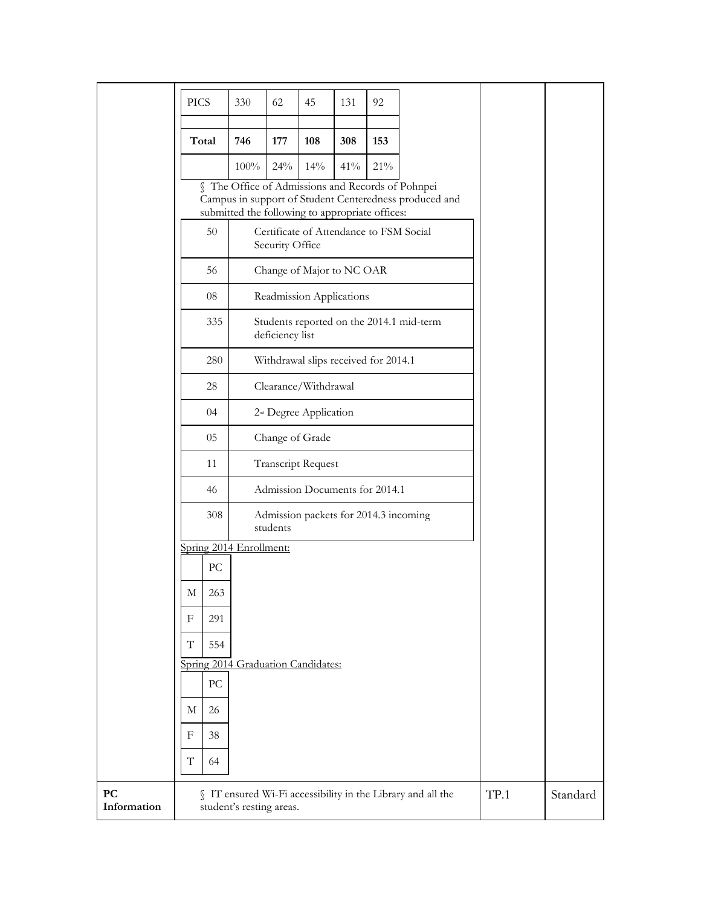| PICS | 330 | 62 | 45 | 131 | 92 |
|---|---|---|---|---|---|
| | | | | | |
| **Total** | **746** | **177** | **108** | **308** | **153** |
| | 100% | 24% | 14% | 41% | 21% |

§ The Office of Admissions and Records of Pohnpei Campus in support of Student Centeredness produced and submitted the following to appropriate offices:

| | |
|---|---|
| 50 | Certificate of Attendance to FSM Social Security Office |
| 56 | Change of Major to NC OAR |
| 08 | Readmission Applications |
| 335 | Students reported on the 2014.1 mid-term deficiency list |
| 280 | Withdrawal slips received for 2014.1 |
| 28 | Clearance/Withdrawal |
| 04 | 2nd Degree Application |
| 05 | Change of Grade |
| 11 | Transcript Request |
| 46 | Admission Documents for 2014.1 |
| 308 | Admission packets for 2014.3 incoming students |

Spring 2014 Enrollment:

| | PC |
|---|---|
| M | 263 |
| F | 291 |
| T | 554 |

Spring 2014 Graduation Candidates:

| | PC |
|---|---|
| M | 26 |
| F | 38 |
| T | 64 |

| | | | |
|---|---|---|---|
| **PC Information** | § IT ensured Wi-Fi accessibility in the Library and all the student's resting areas. | TP.1 | Standard |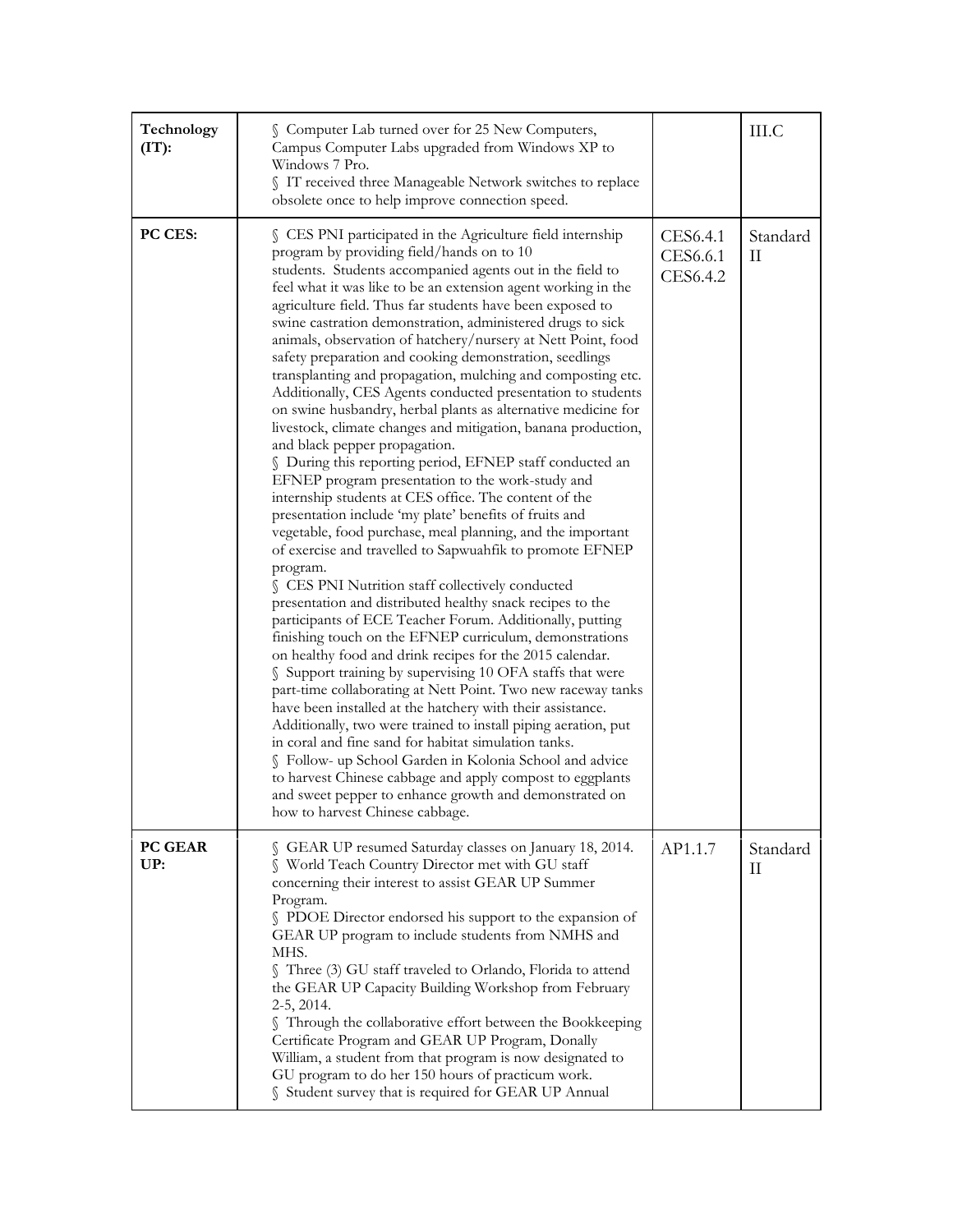| | | | |
|---|---|---|---|
| **Technology (IT):** | § Computer Lab turned over for 25 New Computers, Campus Computer Labs upgraded from Windows XP to Windows 7 Pro.<br>§ IT received three Manageable Network switches to replace obsolete once to help improve connection speed. | | III.C |
| **PC CES:** | § CES PNI participated in the Agriculture field internship program by providing field/hands on to 10 students. Students accompanied agents out in the field to feel what it was like to be an extension agent working in the agriculture field. Thus far students have been exposed to swine castration demonstration, administered drugs to sick animals, observation of hatchery/nursery at Nett Point, food safety preparation and cooking demonstration, seedlings transplanting and propagation, mulching and composting etc. Additionally, CES Agents conducted presentation to students on swine husbandry, herbal plants as alternative medicine for livestock, climate changes and mitigation, banana production, and black pepper propagation.<br>§ During this reporting period, EFNEP staff conducted an EFNEP program presentation to the work-study and internship students at CES office. The content of the presentation include 'my plate' benefits of fruits and vegetable, food purchase, meal planning, and the important of exercise and travelled to Sapwuahfik to promote EFNEP program.<br>§ CES PNI Nutrition staff collectively conducted presentation and distributed healthy snack recipes to the participants of ECE Teacher Forum. Additionally, putting finishing touch on the EFNEP curriculum, demonstrations on healthy food and drink recipes for the 2015 calendar.<br>§ Support training by supervising 10 OFA staffs that were part-time collaborating at Nett Point. Two new raceway tanks have been installed at the hatchery with their assistance. Additionally, two were trained to install piping aeration, put in coral and fine sand for habitat simulation tanks.<br>§ Follow- up School Garden in Kolonia School and advice to harvest Chinese cabbage and apply compost to eggplants and sweet pepper to enhance growth and demonstrated on how to harvest Chinese cabbage. | CES6.4.1<br>CES6.6.1<br>CES6.4.2 | Standard II |
| **PC GEAR UP:** | § GEAR UP resumed Saturday classes on January 18, 2014.<br>§ World Teach Country Director met with GU staff concerning their interest to assist GEAR UP Summer Program.<br>§ PDOE Director endorsed his support to the expansion of GEAR UP program to include students from NMHS and MHS.<br>§ Three (3) GU staff traveled to Orlando, Florida to attend the GEAR UP Capacity Building Workshop from February 2-5, 2014.<br>§ Through the collaborative effort between the Bookkeeping Certificate Program and GEAR UP Program, Donally William, a student from that program is now designated to GU program to do her 150 hours of practicum work.<br>§ Student survey that is required for GEAR UP Annual | AP1.1.7 | Standard II |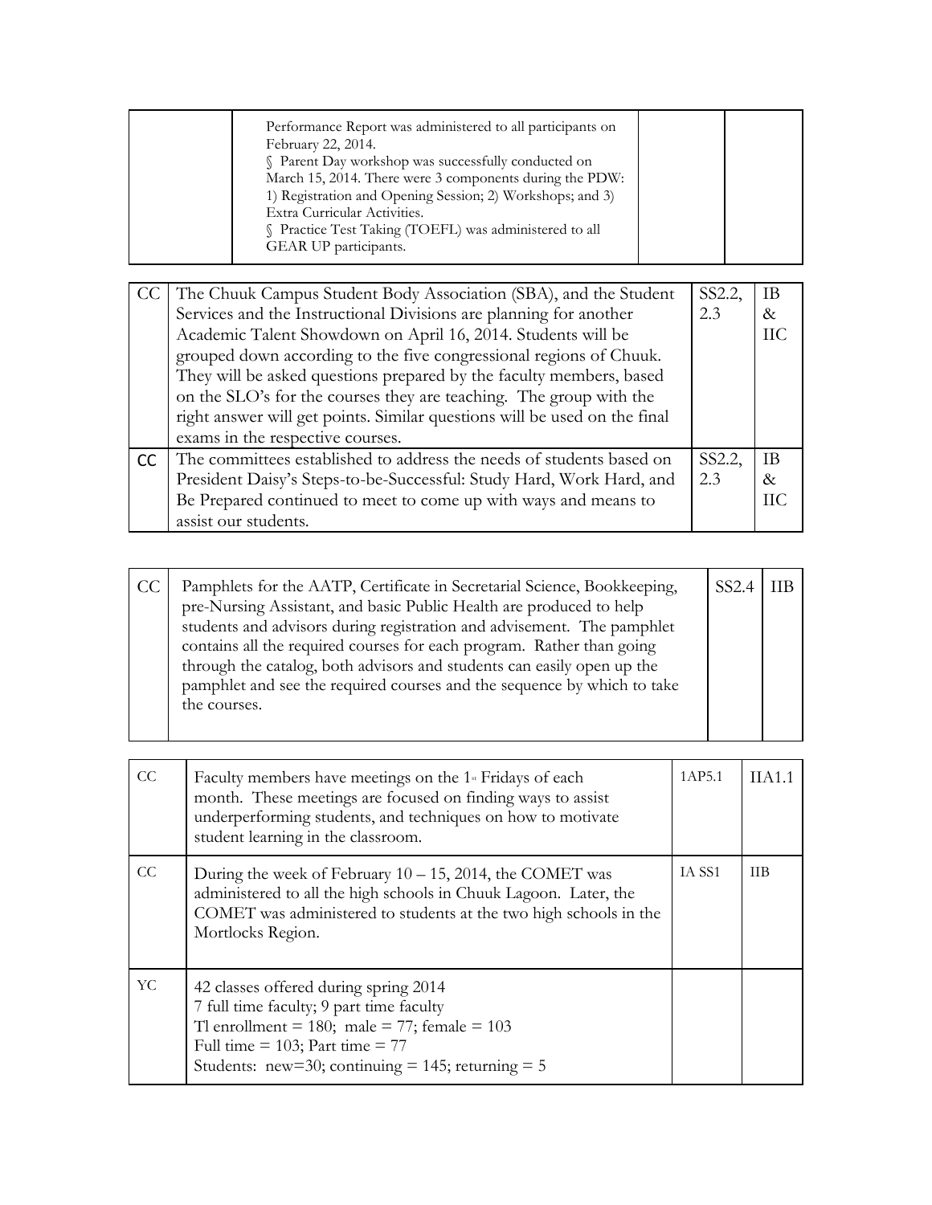| | | | |
|---|---|---|---|
| | Performance Report was administered to all participants on February 22, 2014.<br>§ Parent Day workshop was successfully conducted on March 15, 2014. There were 3 components during the PDW: 1) Registration and Opening Session; 2) Workshops; and 3) Extra Curricular Activities.<br>§ Practice Test Taking (TOEFL) was administered to all GEAR UP participants. | | |

| | | | |
|---|---|---|---|
| CC | The Chuuk Campus Student Body Association (SBA), and the Student Services and the Instructional Divisions are planning for another Academic Talent Showdown on April 16, 2014. Students will be grouped down according to the five congressional regions of Chuuk. They will be asked questions prepared by the faculty members, based on the SLO's for the courses they are teaching. The group with the right answer will get points. Similar questions will be used on the final exams in the respective courses. | SS2.2, 2.3 | IB & IIC |
| CC | The committees established to address the needs of students based on President Daisy's Steps-to-be-Successful: Study Hard, Work Hard, and Be Prepared continued to meet to come up with ways and means to assist our students. | SS2.2, 2.3 | IB & IIC |

| | | | |
|---|---|---|---|
| CC | Pamphlets for the AATP, Certificate in Secretarial Science, Bookkeeping, pre-Nursing Assistant, and basic Public Health are produced to help students and advisors during registration and advisement. The pamphlet contains all the required courses for each program. Rather than going through the catalog, both advisors and students can easily open up the pamphlet and see the required courses and the sequence by which to take the courses. | SS2.4 | IIB |

| | | | |
|---|---|---|---|
| CC | Faculty members have meetings on the 1st Fridays of each month. These meetings are focused on finding ways to assist underperforming students, and techniques on how to motivate student learning in the classroom. | 1AP5.1 | IIA1.1 |
| CC | During the week of February 10 – 15, 2014, the COMET was administered to all the high schools in Chuuk Lagoon. Later, the COMET was administered to students at the two high schools in the Mortlocks Region. | IA SS1 | IIB |
| YC | 42 classes offered during spring 2014<br>7 full time faculty; 9 part time faculty<br>Tl enrollment = 180; male = 77; female = 103<br>Full time = 103; Part time = 77<br>Students: new=30; continuing = 145; returning = 5 | | |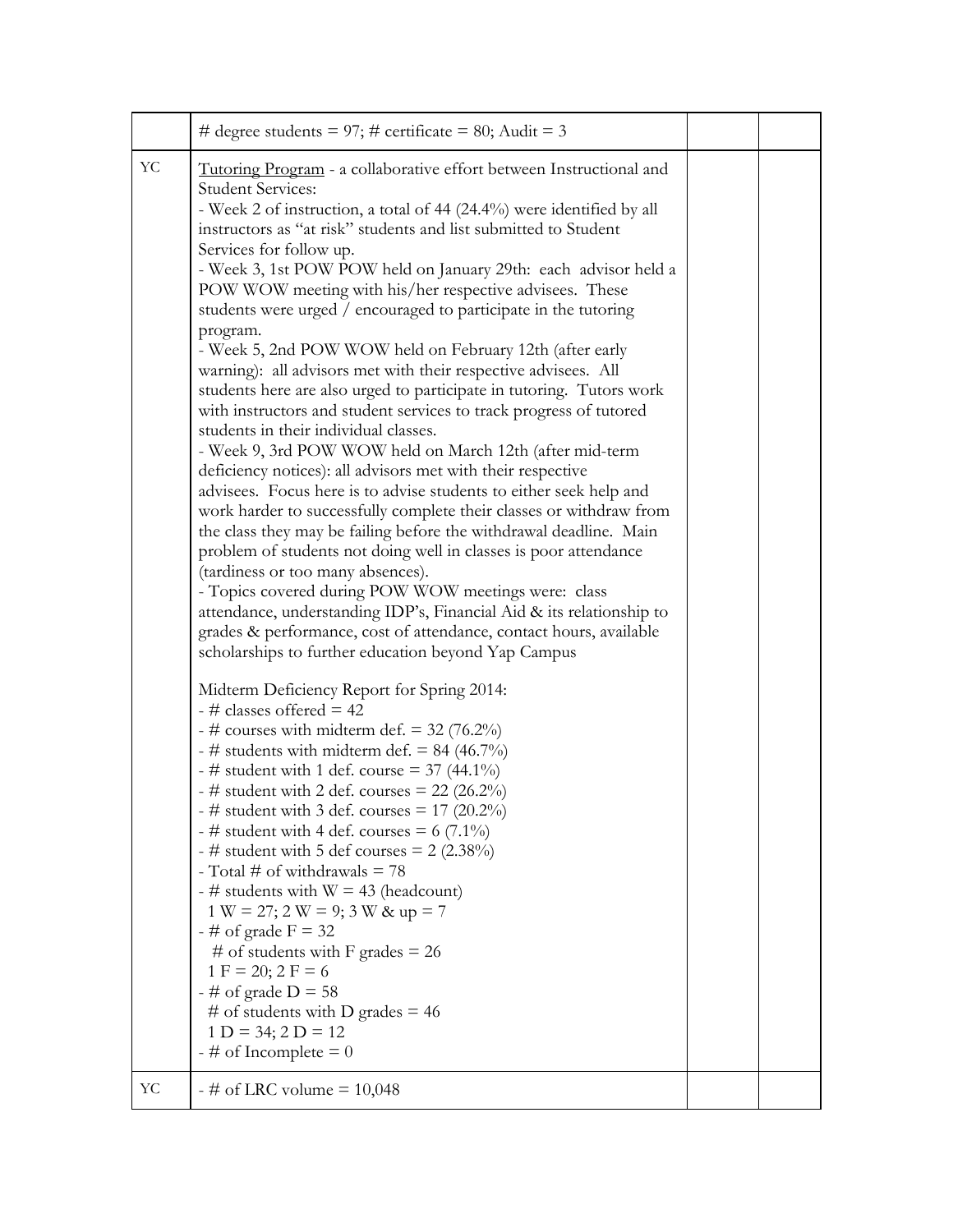| | | | |
|---|---|---|---|
| | # degree students = 97; # certificate = 80; Audit = 3 | | |
| YC | Tutoring Program - a collaborative effort between Instructional and Student Services:<br>- Week 2 of instruction, a total of 44 (24.4%) were identified by all instructors as "at risk" students and list submitted to Student Services for follow up.<br>- Week 3, 1st POW POW held on January 29th: each advisor held a POW WOW meeting with his/her respective advisees. These students were urged / encouraged to participate in the tutoring program.<br>- Week 5, 2nd POW WOW held on February 12th (after early warning): all advisors met with their respective advisees. All students here are also urged to participate in tutoring. Tutors work with instructors and student services to track progress of tutored students in their individual classes.<br>- Week 9, 3rd POW WOW held on March 12th (after mid-term deficiency notices): all advisors met with their respective advisees. Focus here is to advise students to either seek help and work harder to successfully complete their classes or withdraw from the class they may be failing before the withdrawal deadline. Main problem of students not doing well in classes is poor attendance (tardiness or too many absences).<br>- Topics covered during POW WOW meetings were: class attendance, understanding IDP's, Financial Aid & its relationship to grades & performance, cost of attendance, contact hours, available scholarships to further education beyond Yap Campus<br><br>Midterm Deficiency Report for Spring 2014:<br>- # classes offered = 42<br>- # courses with midterm def. = 32 (76.2%)<br>- # students with midterm def. = 84 (46.7%)<br>- # student with 1 def. course = 37 (44.1%)<br>- # student with 2 def. courses = 22 (26.2%)<br>- # student with 3 def. courses = 17 (20.2%)<br>- # student with 4 def. courses = 6 (7.1%)<br>- # student with 5 def courses = 2 (2.38%)<br>- Total # of withdrawals = 78<br>- # students with W = 43 (headcount)<br>1 W = 27; 2 W = 9; 3 W & up = 7<br>- # of grade F = 32<br># of students with F grades = 26<br>1 F = 20; 2 F = 6<br>- # of grade D = 58<br># of students with D grades = 46<br>1 D = 34; 2 D = 12<br>- # of Incomplete = 0 | | |
| YC | - # of LRC volume = 10,048 | | |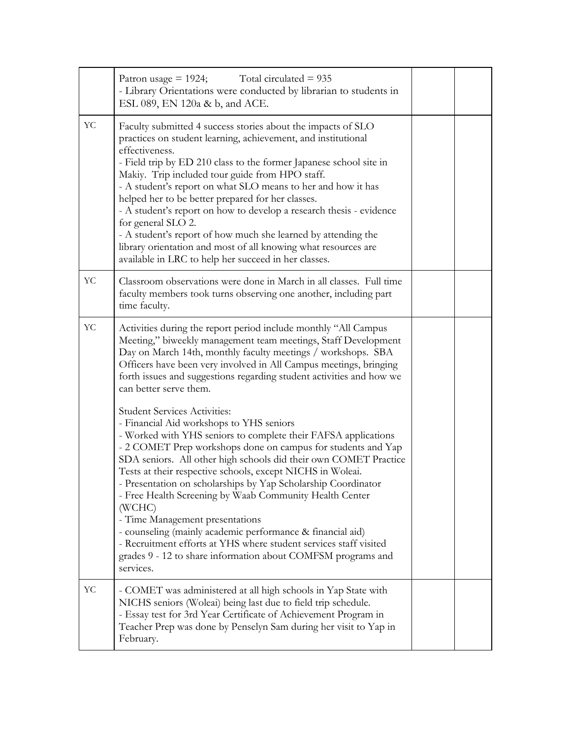| | | | |
|---|---|---|---|
| | Patron usage = 1924; Total circulated = 935<br>- Library Orientations were conducted by librarian to students in ESL 089, EN 120a & b, and ACE. | | |
| YC | Faculty submitted 4 success stories about the impacts of SLO practices on student learning, achievement, and institutional effectiveness.<br>- Field trip by ED 210 class to the former Japanese school site in Makiy. Trip included tour guide from HPO staff.<br>- A student's report on what SLO means to her and how it has helped her to be better prepared for her classes.<br>- A student's report on how to develop a research thesis - evidence for general SLO 2.<br>- A student's report of how much she learned by attending the library orientation and most of all knowing what resources are available in LRC to help her succeed in her classes. | | |
| YC | Classroom observations were done in March in all classes. Full time faculty members took turns observing one another, including part time faculty. | | |
| YC | Activities during the report period include monthly "All Campus Meeting," biweekly management team meetings, Staff Development Day on March 14th, monthly faculty meetings / workshops. SBA Officers have been very involved in All Campus meetings, bringing forth issues and suggestions regarding student activities and how we can better serve them.<br><br>Student Services Activities:<br>- Financial Aid workshops to YHS seniors<br>- Worked with YHS seniors to complete their FAFSA applications<br>- 2 COMET Prep workshops done on campus for students and Yap SDA seniors. All other high schools did their own COMET Practice Tests at their respective schools, except NICHS in Woleai.<br>- Presentation on scholarships by Yap Scholarship Coordinator<br>- Free Health Screening by Waab Community Health Center (WCHC)<br>- Time Management presentations<br>- counseling (mainly academic performance & financial aid)<br>- Recruitment efforts at YHS where student services staff visited grades 9 - 12 to share information about COMFSM programs and services. | | |
| YC | - COMET was administered at all high schools in Yap State with NICHS seniors (Woleai) being last due to field trip schedule.<br>- Essay test for 3rd Year Certificate of Achievement Program in Teacher Prep was done by Penselyn Sam during her visit to Yap in February. | | |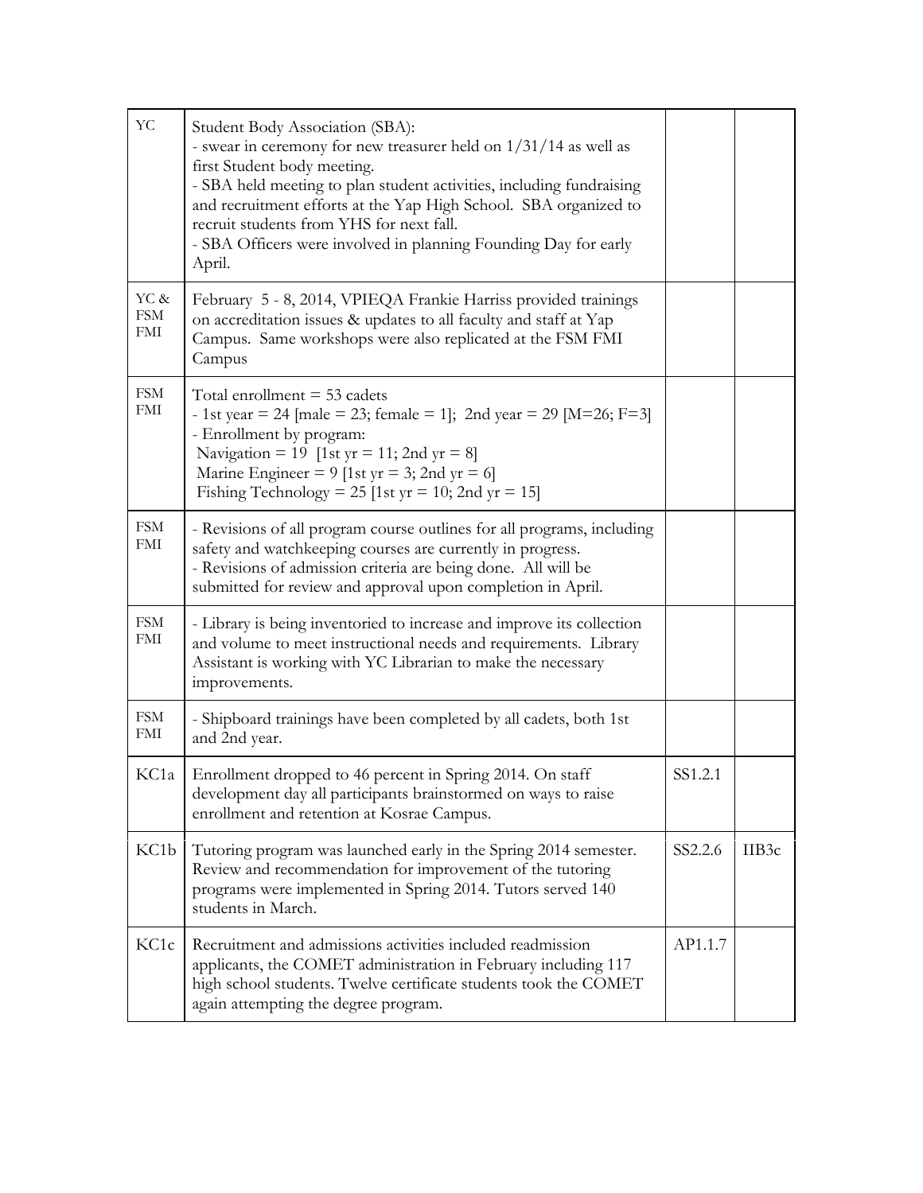| | | | |
|---|---|---|---|
| YC | Student Body Association (SBA):<br>- swear in ceremony for new treasurer held on 1/31/14 as well as first Student body meeting.<br>- SBA held meeting to plan student activities, including fundraising and recruitment efforts at the Yap High School. SBA organized to recruit students from YHS for next fall.<br>- SBA Officers were involved in planning Founding Day for early April. | | |
| YC & FSM FMI | February 5 - 8, 2014, VPIEQA Frankie Harriss provided trainings on accreditation issues & updates to all faculty and staff at Yap Campus. Same workshops were also replicated at the FSM FMI Campus | | |
| FSM FMI | Total enrollment = 53 cadets<br>- 1st year = 24 [male = 23; female = 1]; 2nd year = 29 [M=26; F=3]<br>- Enrollment by program:<br>Navigation = 19 [1st yr = 11; 2nd yr = 8]<br>Marine Engineer = 9 [1st yr = 3; 2nd yr = 6]<br>Fishing Technology = 25 [1st yr = 10; 2nd yr = 15] | | |
| FSM FMI | - Revisions of all program course outlines for all programs, including safety and watchkeeping courses are currently in progress.<br>- Revisions of admission criteria are being done. All will be submitted for review and approval upon completion in April. | | |
| FSM FMI | - Library is being inventoried to increase and improve its collection and volume to meet instructional needs and requirements. Library Assistant is working with YC Librarian to make the necessary improvements. | | |
| FSM FMI | - Shipboard trainings have been completed by all cadets, both 1st and 2nd year. | | |
| KC1a | Enrollment dropped to 46 percent in Spring 2014. On staff development day all participants brainstormed on ways to raise enrollment and retention at Kosrae Campus. | SS1.2.1 | |
| KC1b | Tutoring program was launched early in the Spring 2014 semester. Review and recommendation for improvement of the tutoring programs were implemented in Spring 2014. Tutors served 140 students in March. | SS2.2.6 | IIB3c |
| KC1c | Recruitment and admissions activities included readmission applicants, the COMET administration in February including 117 high school students. Twelve certificate students took the COMET again attempting the degree program. | AP1.1.7 | |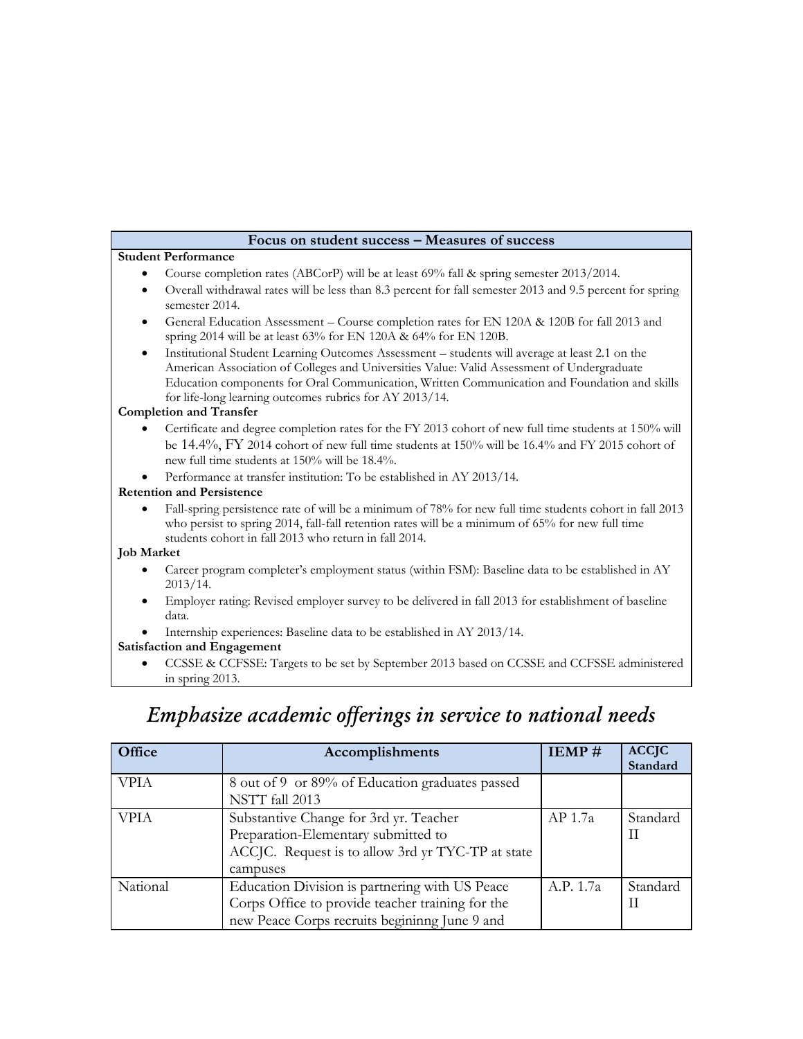| Focus on student success – Measures of success |
| --- |

**Student Performance**

- Course completion rates (ABCorP) will be at least 69% fall & spring semester 2013/2014.
- Overall withdrawal rates will be less than 8.3 percent for fall semester 2013 and 9.5 percent for spring semester 2014.
- General Education Assessment – Course completion rates for EN 120A & 120B for fall 2013 and spring 2014 will be at least 63% for EN 120A & 64% for EN 120B.
- Institutional Student Learning Outcomes Assessment – students will average at least 2.1 on the American Association of Colleges and Universities Value: Valid Assessment of Undergraduate Education components for Oral Communication, Written Communication and Foundation and skills for life-long learning outcomes rubrics for AY 2013/14.

**Completion and Transfer**

- Certificate and degree completion rates for the FY 2013 cohort of new full time students at 150% will be 14.4%, FY 2014 cohort of new full time students at 150% will be 16.4% and FY 2015 cohort of new full time students at 150% will be 18.4%.
- Performance at transfer institution: To be established in AY 2013/14.

**Retention and Persistence**

- Fall-spring persistence rate of will be a minimum of 78% for new full time students cohort in fall 2013 who persist to spring 2014, fall-fall retention rates will be a minimum of 65% for new full time students cohort in fall 2013 who return in fall 2014.

**Job Market**

- Career program completer's employment status (within FSM): Baseline data to be established in AY 2013/14.
- Employer rating: Revised employer survey to be delivered in fall 2013 for establishment of baseline data.
- Internship experiences: Baseline data to be established in AY 2013/14.

**Satisfaction and Engagement**

- CCSSE & CCFSSE: Targets to be set by September 2013 based on CCSSE and CCFSSE administered in spring 2013.

# *Emphasize academic offerings in service to national needs*

| Office | Accomplishments | IEMP # | ACCJC Standard |
| --- | --- | --- | --- |
| VPIA | 8 out of 9 or 89% of Education graduates passed NSTT fall 2013 | | |
| VPIA | Substantive Change for 3rd yr. Teacher Preparation-Elementary submitted to ACCJC. Request is to allow 3rd yr TYC-TP at state campuses | AP 1.7a | Standard II |
| National | Education Division is partnering with US Peace Corps Office to provide teacher training for the new Peace Corps recruits begininng June 9 and | A.P. 1.7a | Standard II |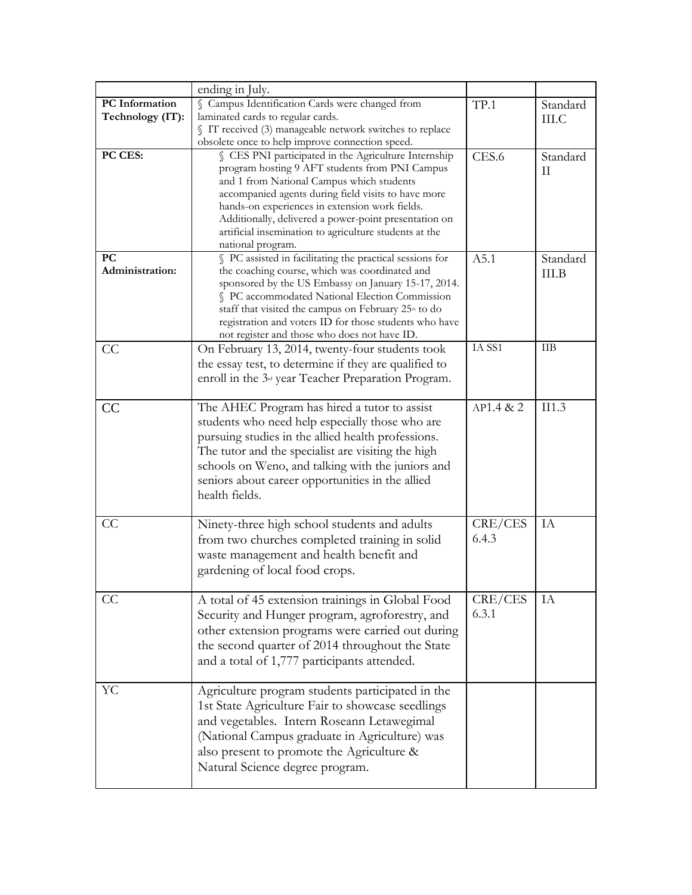|  |  |  |  |
|---|---|---|---|
|  | ending in July. |  |  |
| **PC Information Technology (IT):** | § Campus Identification Cards were changed from laminated cards to regular cards.<br>§ IT received (3) manageable network switches to replace obsolete once to help improve connection speed. | TP.1 | Standard III.C |
| **PC CES:** | § CES PNI participated in the Agriculture Internship program hosting 9 AFT students from PNI Campus and 1 from National Campus which students accompanied agents during field visits to have more hands-on experiences in extension work fields. Additionally, delivered a power-point presentation on artificial insemination to agriculture students at the national program. | CES.6 | Standard II |
| **PC Administration:** | § PC assisted in facilitating the practical sessions for the coaching course, which was coordinated and sponsored by the US Embassy on January 15-17, 2014.<br>§ PC accommodated National Election Commission staff that visited the campus on February 25th to do registration and voters ID for those students who have not register and those who does not have ID. | A5.1 | Standard III.B |
| CC | On February 13, 2014, twenty-four students took the essay test, to determine if they are qualified to enroll in the 3rd year Teacher Preparation Program. | IA SS1 | IIB |
| CC | The AHEC Program has hired a tutor to assist students who need help especially those who are pursuing studies in the allied health professions. The tutor and the specialist are visiting the high schools on Weno, and talking with the juniors and seniors about career opportunities in the allied health fields. | AP1.4 & 2 | II1.3 |
| CC | Ninety-three high school students and adults from two churches completed training in solid waste management and health benefit and gardening of local food crops. | CRE/CES 6.4.3 | IA |
| CC | A total of 45 extension trainings in Global Food Security and Hunger program, agroforestry, and other extension programs were carried out during the second quarter of 2014 throughout the State and a total of 1,777 participants attended. | CRE/CES 6.3.1 | IA |
| YC | Agriculture program students participated in the 1st State Agriculture Fair to showcase seedlings and vegetables. Intern Roseann Letawegimal (National Campus graduate in Agriculture) was also present to promote the Agriculture & Natural Science degree program. |  |  |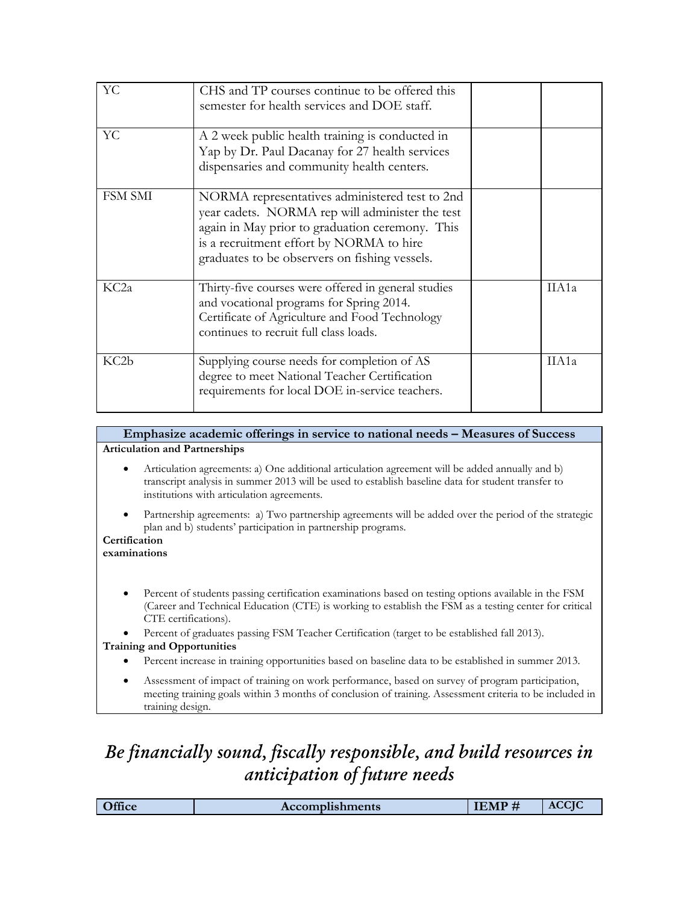| | | | |
|---|---|---|---|
| YC | CHS and TP courses continue to be offered this semester for health services and DOE staff. | | |
| YC | A 2 week public health training is conducted in Yap by Dr. Paul Dacanay for 27 health services dispensaries and community health centers. | | |
| FSM SMI | NORMA representatives administered test to 2nd year cadets. NORMA rep will administer the test again in May prior to graduation ceremony. This is a recruitment effort by NORMA to hire graduates to be observers on fishing vessels. | | |
| KC2a | Thirty-five courses were offered in general studies and vocational programs for Spring 2014. Certificate of Agriculture and Food Technology continues to recruit full class loads. | | IIA1a |
| KC2b | Supplying course needs for completion of AS degree to meet National Teacher Certification requirements for local DOE in-service teachers. | | IIA1a |

**Emphasize academic offerings in service to national needs – Measures of Success**

**Articulation and Partnerships**

- Articulation agreements: a) One additional articulation agreement will be added annually and b) transcript analysis in summer 2013 will be used to establish baseline data for student transfer to institutions with articulation agreements.
- Partnership agreements: a) Two partnership agreements will be added over the period of the strategic plan and b) students' participation in partnership programs.

**Certification examinations**

- Percent of students passing certification examinations based on testing options available in the FSM (Career and Technical Education (CTE) is working to establish the FSM as a testing center for critical CTE certifications).
- Percent of graduates passing FSM Teacher Certification (target to be established fall 2013).

**Training and Opportunities**

- Percent increase in training opportunities based on baseline data to be established in summer 2013.
- Assessment of impact of training on work performance, based on survey of program participation, meeting training goals within 3 months of conclusion of training. Assessment criteria to be included in training design.

# *Be financially sound, fiscally responsible, and build resources in anticipation of future needs*

| Office | Accomplishments | IEMP # | ACCJC |
|---|---|---|---|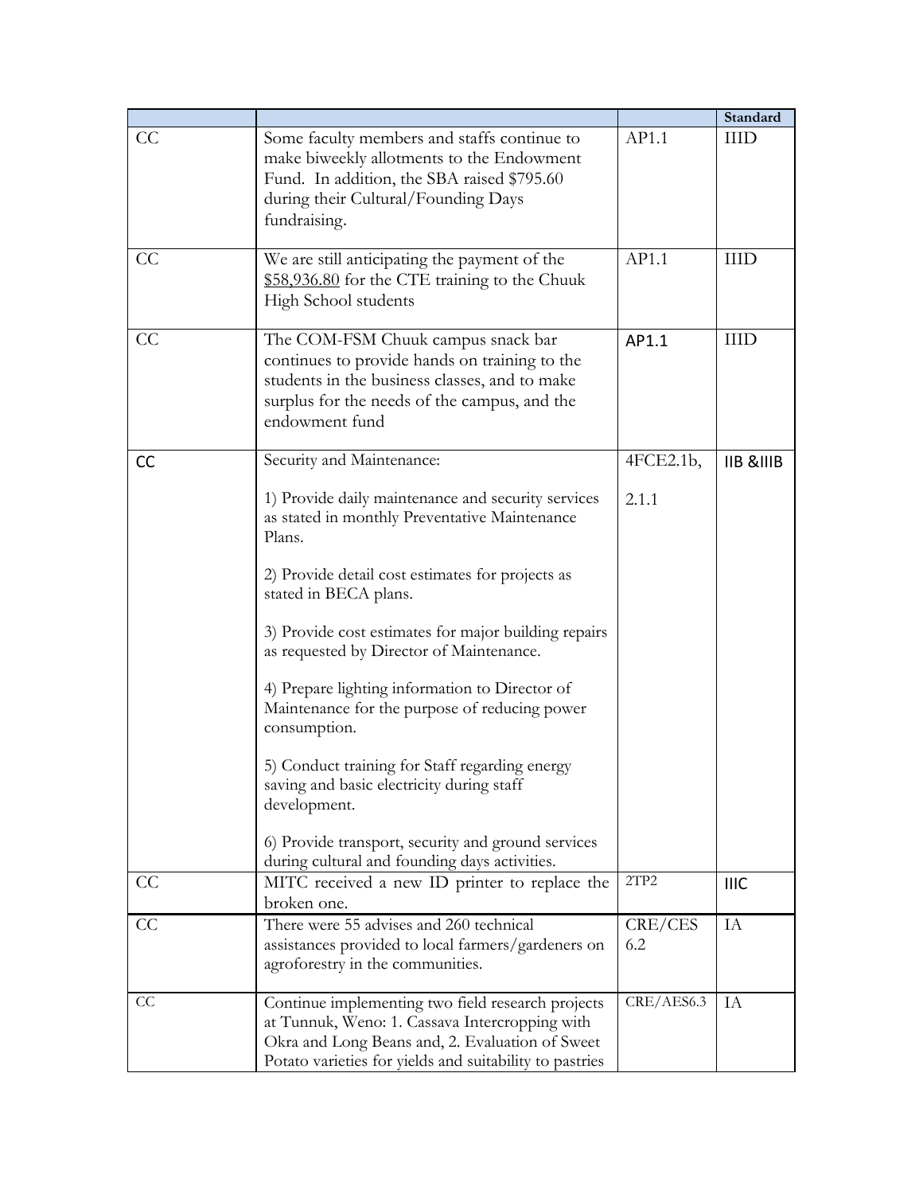| | | | Standard |
|---|---|---|---|
| CC | Some faculty members and staffs continue to make biweekly allotments to the Endowment Fund. In addition, the SBA raised $795.60 during their Cultural/Founding Days fundraising. | AP1.1 | IIID |
| CC | We are still anticipating the payment of the $58,936.80 for the CTE training to the Chuuk High School students | AP1.1 | IIID |
| CC | The COM-FSM Chuuk campus snack bar continues to provide hands on training to the students in the business classes, and to make surplus for the needs of the campus, and the endowment fund | AP1.1 | IIID |
| CC | Security and Maintenance:<br><br>1) Provide daily maintenance and security services as stated in monthly Preventative Maintenance Plans.<br><br>2) Provide detail cost estimates for projects as stated in BECA plans.<br><br>3) Provide cost estimates for major building repairs as requested by Director of Maintenance.<br><br>4) Prepare lighting information to Director of Maintenance for the purpose of reducing power consumption.<br><br>5) Conduct training for Staff regarding energy saving and basic electricity during staff development.<br><br>6) Provide transport, security and ground services during cultural and founding days activities. | 4FCE2.1b,<br><br>2.1.1 | IIB &IIIB |
| CC | MITC received a new ID printer to replace the broken one. | 2TP2 | IIIC |
| CC | There were 55 advises and 260 technical assistances provided to local farmers/gardeners on agroforestry in the communities. | CRE/CES 6.2 | IA |
| CC | Continue implementing two field research projects at Tunnuk, Weno: 1. Cassava Intercropping with Okra and Long Beans and, 2. Evaluation of Sweet Potato varieties for yields and suitability to pastries | CRE/AES6.3 | IA |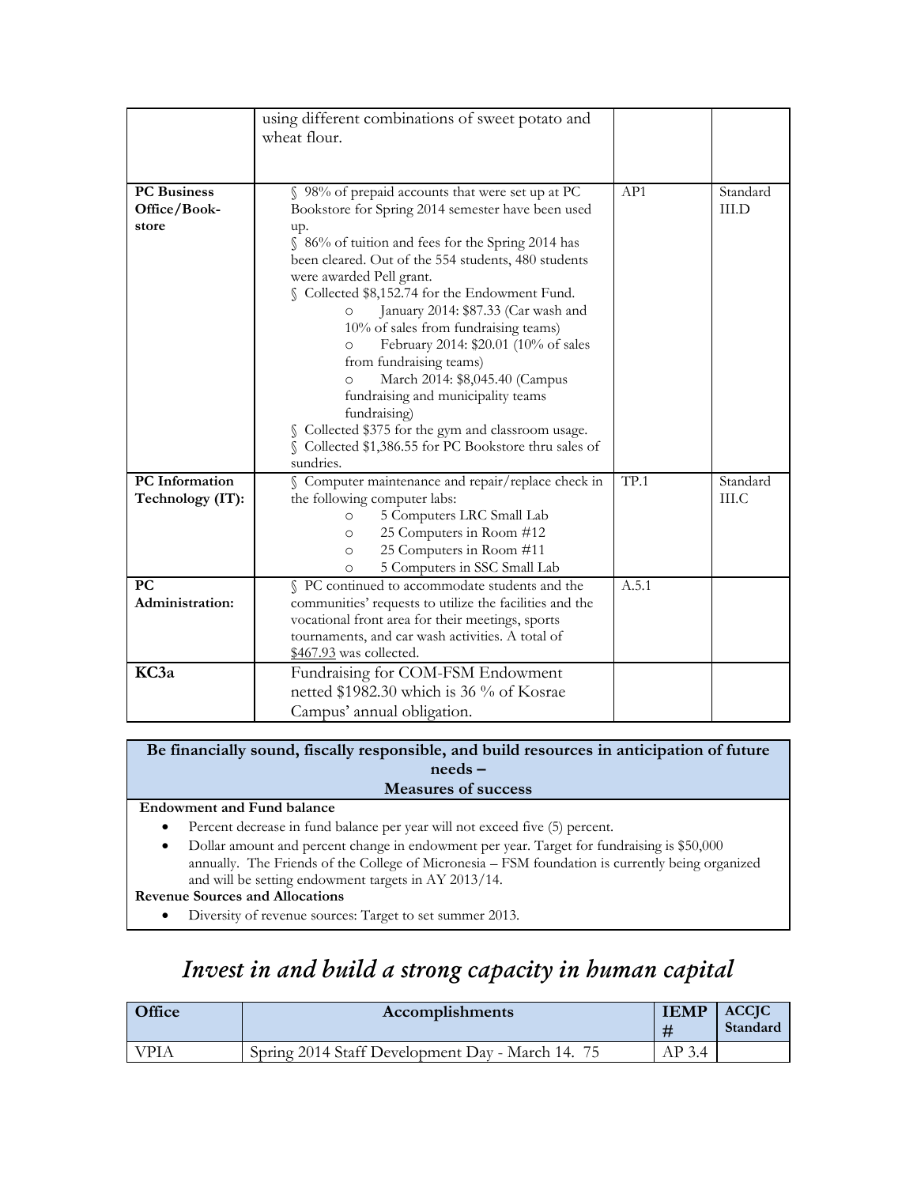|  |  |  |  |
|---|---|---|---|
|  | using different combinations of sweet potato and wheat flour. |  |  |
| **PC Business Office/Book-store** | § 98% of prepaid accounts that were set up at PC Bookstore for Spring 2014 semester have been used up.<br>§ 86% of tuition and fees for the Spring 2014 has been cleared. Out of the 554 students, 480 students were awarded Pell grant.<br>§ Collected $8,152.74 for the Endowment Fund.<br>○ January 2014: $87.33 (Car wash and 10% of sales from fundraising teams)<br>○ February 2014: $20.01 (10% of sales from fundraising teams)<br>○ March 2014: $8,045.40 (Campus fundraising and municipality teams fundraising)<br>§ Collected $375 for the gym and classroom usage.<br>§ Collected $1,386.55 for PC Bookstore thru sales of sundries. | AP1 | Standard III.D |
| **PC Information Technology (IT):** | § Computer maintenance and repair/replace check in the following computer labs:<br>○ 5 Computers LRC Small Lab<br>○ 25 Computers in Room #12<br>○ 25 Computers in Room #11<br>○ 5 Computers in SSC Small Lab | TP.1 | Standard III.C |
| **PC Administration:** | § PC continued to accommodate students and the communities' requests to utilize the facilities and the vocational front area for their meetings, sports tournaments, and car wash activities. A total of $467.93 was collected. | A.5.1 |  |
| **KC3a** | Fundraising for COM-FSM Endowment netted $1982.30 which is 36 % of Kosrae Campus' annual obligation. |  |  |

**Be financially sound, fiscally responsible, and build resources in anticipation of future needs – Measures of success**

**Endowment and Fund balance**

- Percent decrease in fund balance per year will not exceed five (5) percent.
- Dollar amount and percent change in endowment per year. Target for fundraising is $50,000 annually. The Friends of the College of Micronesia – FSM foundation is currently being organized and will be setting endowment targets in AY 2013/14.

**Revenue Sources and Allocations**

- Diversity of revenue sources: Target to set summer 2013.

# *Invest in and build a strong capacity in human capital*

| Office | Accomplishments | IEMP # | ACCJC Standard |
|---|---|---|---|
| VPIA | Spring 2014 Staff Development Day - March 14. 75 | AP 3.4 |  |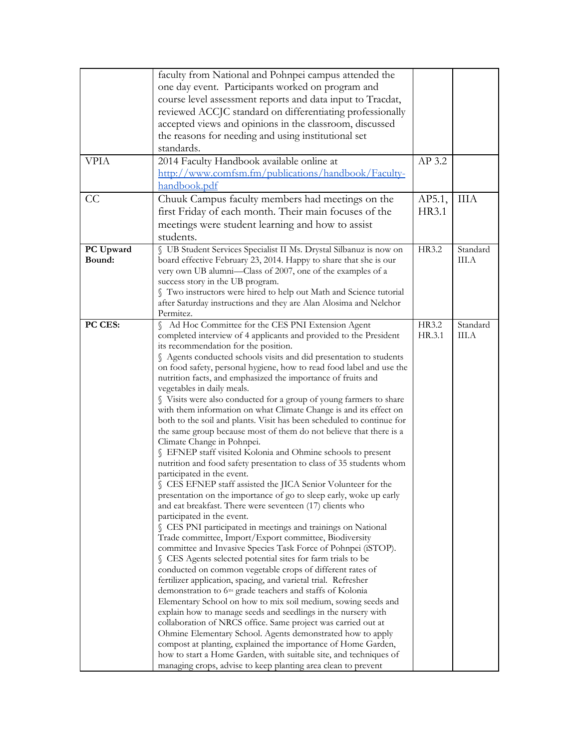| | | | |
|---|---|---|---|
| | faculty from National and Pohnpei campus attended the one day event. Participants worked on program and course level assessment reports and data input to Tracdat, reviewed ACCJC standard on differentiating professionally accepted views and opinions in the classroom, discussed the reasons for needing and using institutional set standards. | | |
| VPIA | 2014 Faculty Handbook available online at [http://www.comfsm.fm/publications/handbook/Faculty-handbook.pdf](http://www.comfsm.fm/publications/handbook/Faculty-handbook.pdf) | AP 3.2 | |
| CC | Chuuk Campus faculty members had meetings on the first Friday of each month. Their main focuses of the meetings were student learning and how to assist students. | AP5.1, HR3.1 | IIIA |
| **PC Upward Bound:** | § UB Student Services Specialist II Ms. Drystal Silbanuz is now on board effective February 23, 2014. Happy to share that she is our very own UB alumni—Class of 2007, one of the examples of a success story in the UB program.<br>§ Two instructors were hired to help out Math and Science tutorial after Saturday instructions and they are Alan Alosima and Nelchor Permitez. | HR3.2 | Standard III.A |
| **PC CES:** | § Ad Hoc Committee for the CES PNI Extension Agent completed interview of 4 applicants and provided to the President its recommendation for the position.<br>§ Agents conducted schools visits and did presentation to students on food safety, personal hygiene, how to read food label and use the nutrition facts, and emphasized the importance of fruits and vegetables in daily meals.<br>§ Visits were also conducted for a group of young farmers to share with them information on what Climate Change is and its effect on both to the soil and plants. Visit has been scheduled to continue for the same group because most of them do not believe that there is a Climate Change in Pohnpei.<br>§ EFNEP staff visited Kolonia and Ohmine schools to present nutrition and food safety presentation to class of 35 students whom participated in the event.<br>§ CES EFNEP staff assisted the JICA Senior Volunteer for the presentation on the importance of go to sleep early, woke up early and eat breakfast. There were seventeen (17) clients who participated in the event.<br>§ CES PNI participated in meetings and trainings on National Trade committee, Import/Export committee, Biodiversity committee and Invasive Species Task Force of Pohnpei (iSTOP).<br>§ CES Agents selected potential sites for farm trials to be conducted on common vegetable crops of different rates of fertilizer application, spacing, and varietal trial. Refresher demonstration to 6th grade teachers and staffs of Kolonia Elementary School on how to mix soil medium, sowing seeds and explain how to manage seeds and seedlings in the nursery with collaboration of NRCS office. Same project was carried out at Ohmine Elementary School. Agents demonstrated how to apply compost at planting, explained the importance of Home Garden, how to start a Home Garden, with suitable site, and techniques of managing crops, advise to keep planting area clean to prevent | HR3.2<br>HR.3.1 | Standard III.A |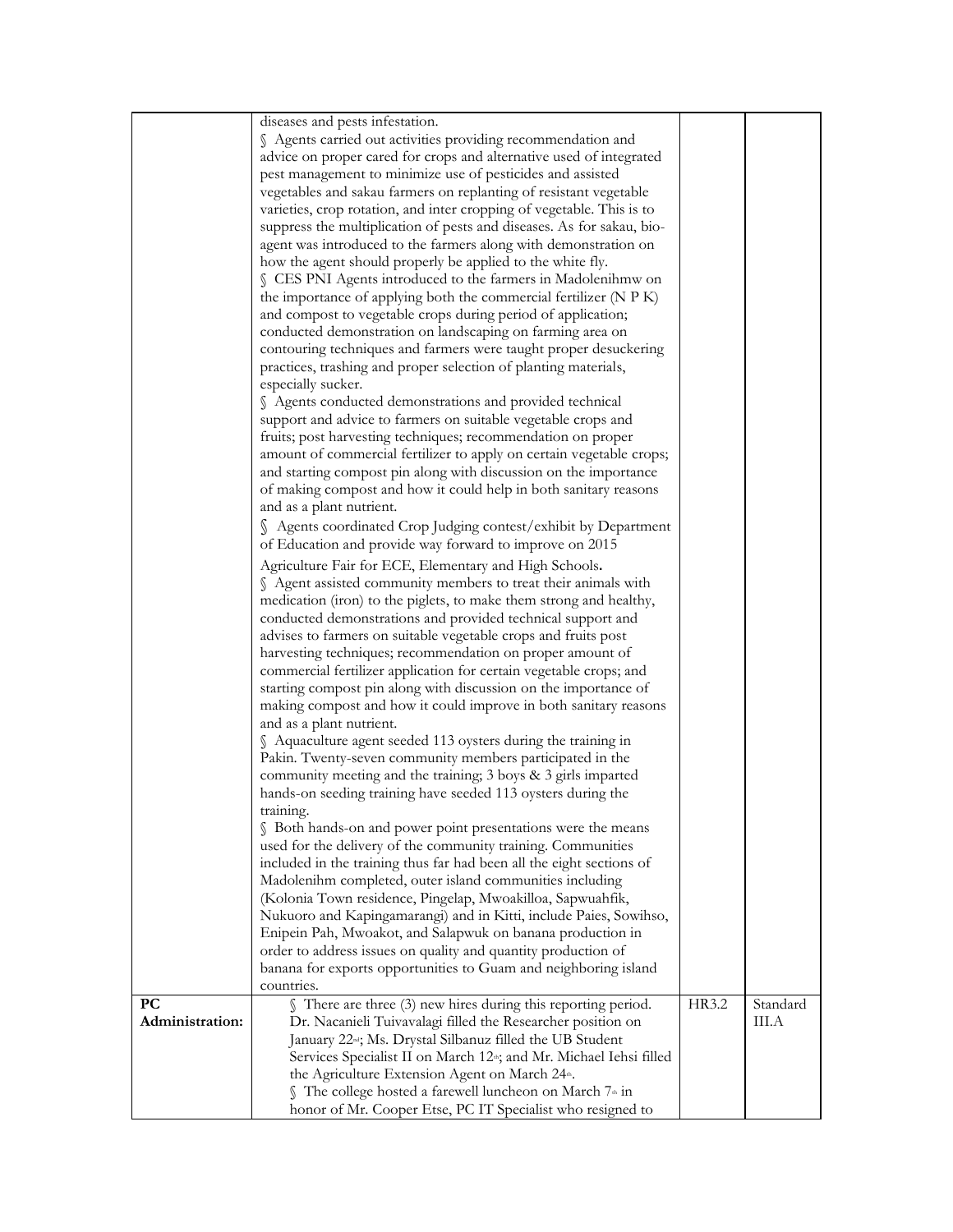|  |  |  |  |
| --- | --- | --- | --- |
|  | diseases and pests infestation.<br>§ Agents carried out activities providing recommendation and advice on proper cared for crops and alternative used of integrated pest management to minimize use of pesticides and assisted vegetables and sakau farmers on replanting of resistant vegetable varieties, crop rotation, and inter cropping of vegetable. This is to suppress the multiplication of pests and diseases. As for sakau, bio-agent was introduced to the farmers along with demonstration on how the agent should properly be applied to the white fly.<br>§ CES PNI Agents introduced to the farmers in Madolenihmw on the importance of applying both the commercial fertilizer (N P K) and compost to vegetable crops during period of application; conducted demonstration on landscaping on farming area on contouring techniques and farmers were taught proper desuckering practices, trashing and proper selection of planting materials, especially sucker.<br>§ Agents conducted demonstrations and provided technical support and advice to farmers on suitable vegetable crops and fruits; post harvesting techniques; recommendation on proper amount of commercial fertilizer to apply on certain vegetable crops; and starting compost pin along with discussion on the importance of making compost and how it could help in both sanitary reasons and as a plant nutrient.<br>§ Agents coordinated Crop Judging contest/exhibit by Department of Education and provide way forward to improve on 2015 Agriculture Fair for ECE, Elementary and High Schools.<br>§ Agent assisted community members to treat their animals with medication (iron) to the piglets, to make them strong and healthy, conducted demonstrations and provided technical support and advises to farmers on suitable vegetable crops and fruits post harvesting techniques; recommendation on proper amount of commercial fertilizer application for certain vegetable crops; and starting compost pin along with discussion on the importance of making compost and how it could improve in both sanitary reasons and as a plant nutrient.<br>§ Aquaculture agent seeded 113 oysters during the training in Pakin. Twenty-seven community members participated in the community meeting and the training; 3 boys & 3 girls imparted hands-on seeding training have seeded 113 oysters during the training.<br>§ Both hands-on and power point presentations were the means used for the delivery of the community training. Communities included in the training thus far had been all the eight sections of Madolenihm completed, outer island communities including (Kolonia Town residence, Pingelap, Mwoakilloa, Sapwuahfik, Nukuoro and Kapingamarangi) and in Kitti, include Paies, Sowihso, Enipein Pah, Mwoakot, and Salapwuk on banana production in order to address issues on quality and quantity production of banana for exports opportunities to Guam and neighboring island countries. |  |  |
| **PC Administration:** | § There are three (3) new hires during this reporting period. Dr. Nacanieli Tuivavalagi filled the Researcher position on January 22nd; Ms. Drystal Silbanuz filled the UB Student Services Specialist II on March 12th; and Mr. Michael Iehsi filled the Agriculture Extension Agent on March 24th.<br>§ The college hosted a farewell luncheon on March 7th in honor of Mr. Cooper Etse, PC IT Specialist who resigned to | HR3.2 | Standard III.A |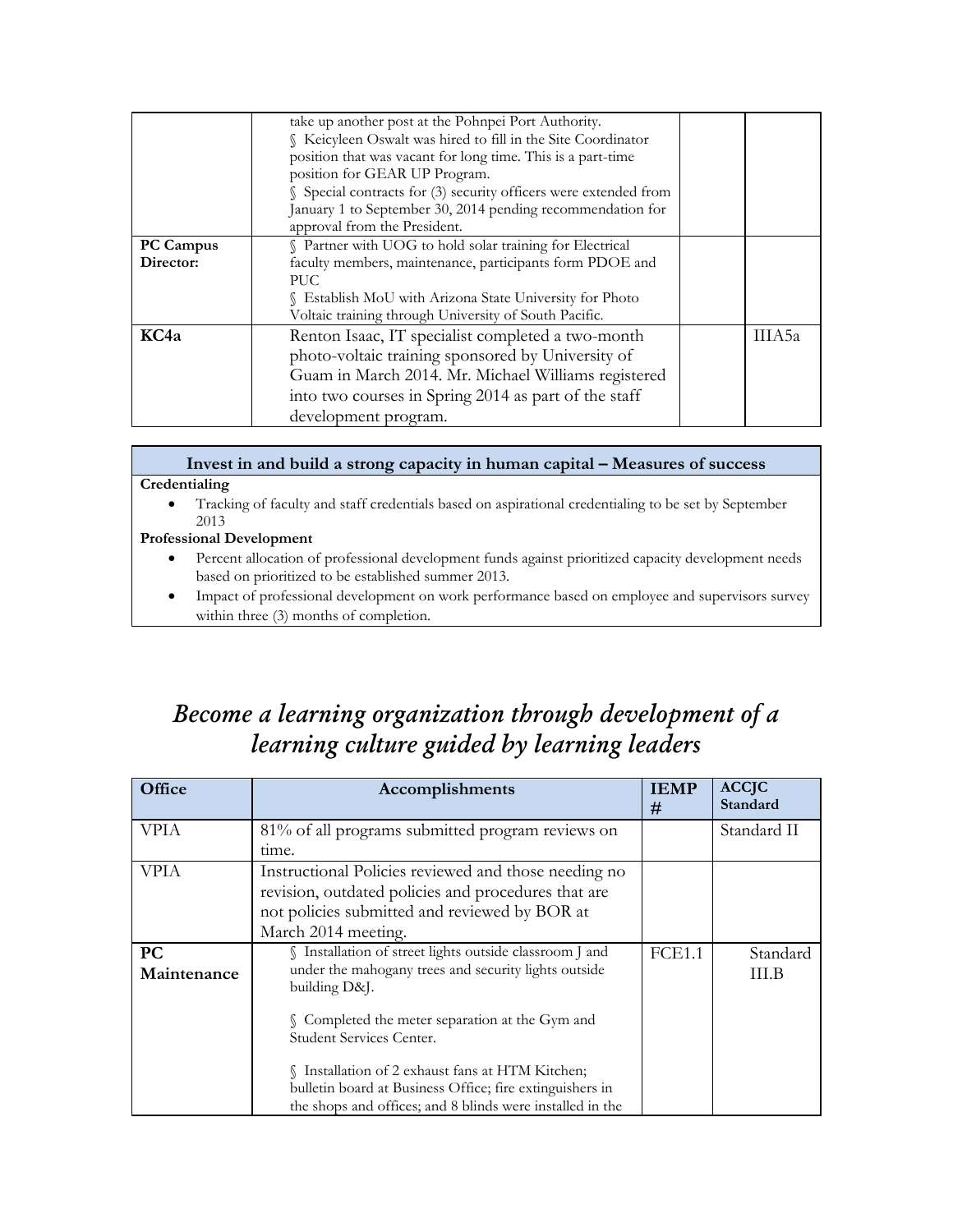| | | | |
|---|---|---|---|
| | take up another post at the Pohnpei Port Authority.<br>§ Keicyleen Oswalt was hired to fill in the Site Coordinator position that was vacant for long time. This is a part-time position for GEAR UP Program.<br>§ Special contracts for (3) security officers were extended from January 1 to September 30, 2014 pending recommendation for approval from the President. | | |
| **PC Campus Director:** | § Partner with UOG to hold solar training for Electrical faculty members, maintenance, participants form PDOE and PUC<br>§ Establish MoU with Arizona State University for Photo Voltaic training through University of South Pacific. | | |
| **KC4a** | Renton Isaac, IT specialist completed a two-month photo-voltaic training sponsored by University of Guam in March 2014. Mr. Michael Williams registered into two courses in Spring 2014 as part of the staff development program. | | IIIA5a |

**Invest in and build a strong capacity in human capital – Measures of success**

**Credentialing**

- Tracking of faculty and staff credentials based on aspirational credentialing to be set by September 2013

**Professional Development**

- Percent allocation of professional development funds against prioritized capacity development needs based on prioritized to be established summer 2013.
- Impact of professional development on work performance based on employee and supervisors survey within three (3) months of completion.

# *Become a learning organization through development of a learning culture guided by learning leaders*

| Office | Accomplishments | IEMP # | ACCJC Standard |
|---|---|---|---|
| VPIA | 81% of all programs submitted program reviews on time. | | Standard II |
| VPIA | Instructional Policies reviewed and those needing no revision, outdated policies and procedures that are not policies submitted and reviewed by BOR at March 2014 meeting. | | |
| **PC Maintenance** | § Installation of street lights outside classroom J and under the mahogany trees and security lights outside building D&J.<br><br>§ Completed the meter separation at the Gym and Student Services Center.<br><br>§ Installation of 2 exhaust fans at HTM Kitchen; bulletin board at Business Office; fire extinguishers in the shops and offices; and 8 blinds were installed in the | FCE1.1 | Standard III.B |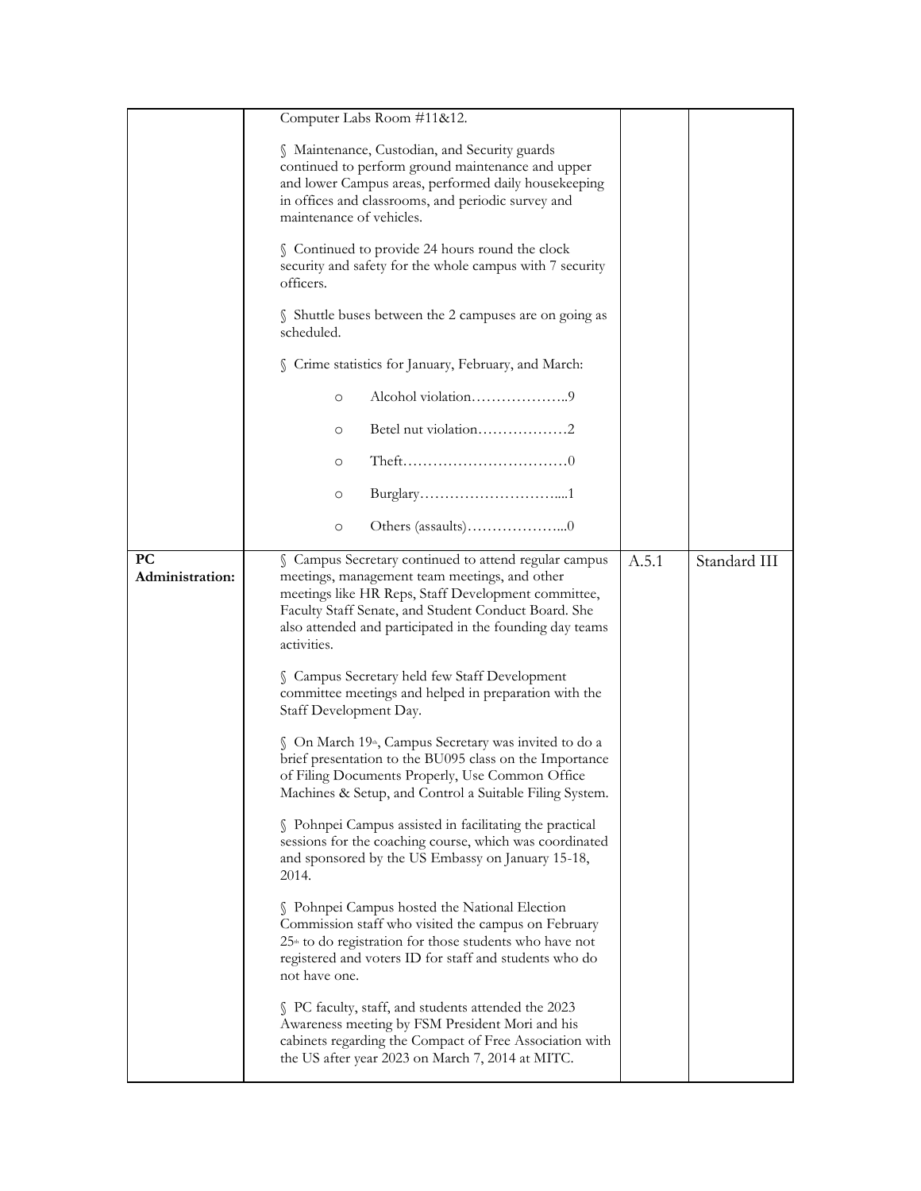| | | | |
|---|---|---|---|
| | Computer Labs Room #11&12.<br><br>§ Maintenance, Custodian, and Security guards continued to perform ground maintenance and upper and lower Campus areas, performed daily housekeeping in offices and classrooms, and periodic survey and maintenance of vehicles.<br><br>§ Continued to provide 24 hours round the clock security and safety for the whole campus with 7 security officers.<br><br>§ Shuttle buses between the 2 campuses are on going as scheduled.<br><br>§ Crime statistics for January, February, and March:<br><br>o Alcohol violation………………..9<br><br>o Betel nut violation………………2<br><br>o Theft……………………………0<br><br>o Burglary………………………....1<br><br>o Others (assaults)………………...0 | | |
| **PC Administration:** | § Campus Secretary continued to attend regular campus meetings, management team meetings, and other meetings like HR Reps, Staff Development committee, Faculty Staff Senate, and Student Conduct Board. She also attended and participated in the founding day teams activities.<br><br>§ Campus Secretary held few Staff Development committee meetings and helped in preparation with the Staff Development Day.<br><br>§ On March 19th, Campus Secretary was invited to do a brief presentation to the BU095 class on the Importance of Filing Documents Properly, Use Common Office Machines & Setup, and Control a Suitable Filing System.<br><br>§ Pohnpei Campus assisted in facilitating the practical sessions for the coaching course, which was coordinated and sponsored by the US Embassy on January 15-18, 2014.<br><br>§ Pohnpei Campus hosted the National Election Commission staff who visited the campus on February 25th to do registration for those students who have not registered and voters ID for staff and students who do not have one.<br><br>§ PC faculty, staff, and students attended the 2023 Awareness meeting by FSM President Mori and his cabinets regarding the Compact of Free Association with the US after year 2023 on March 7, 2014 at MITC. | A.5.1 | Standard III |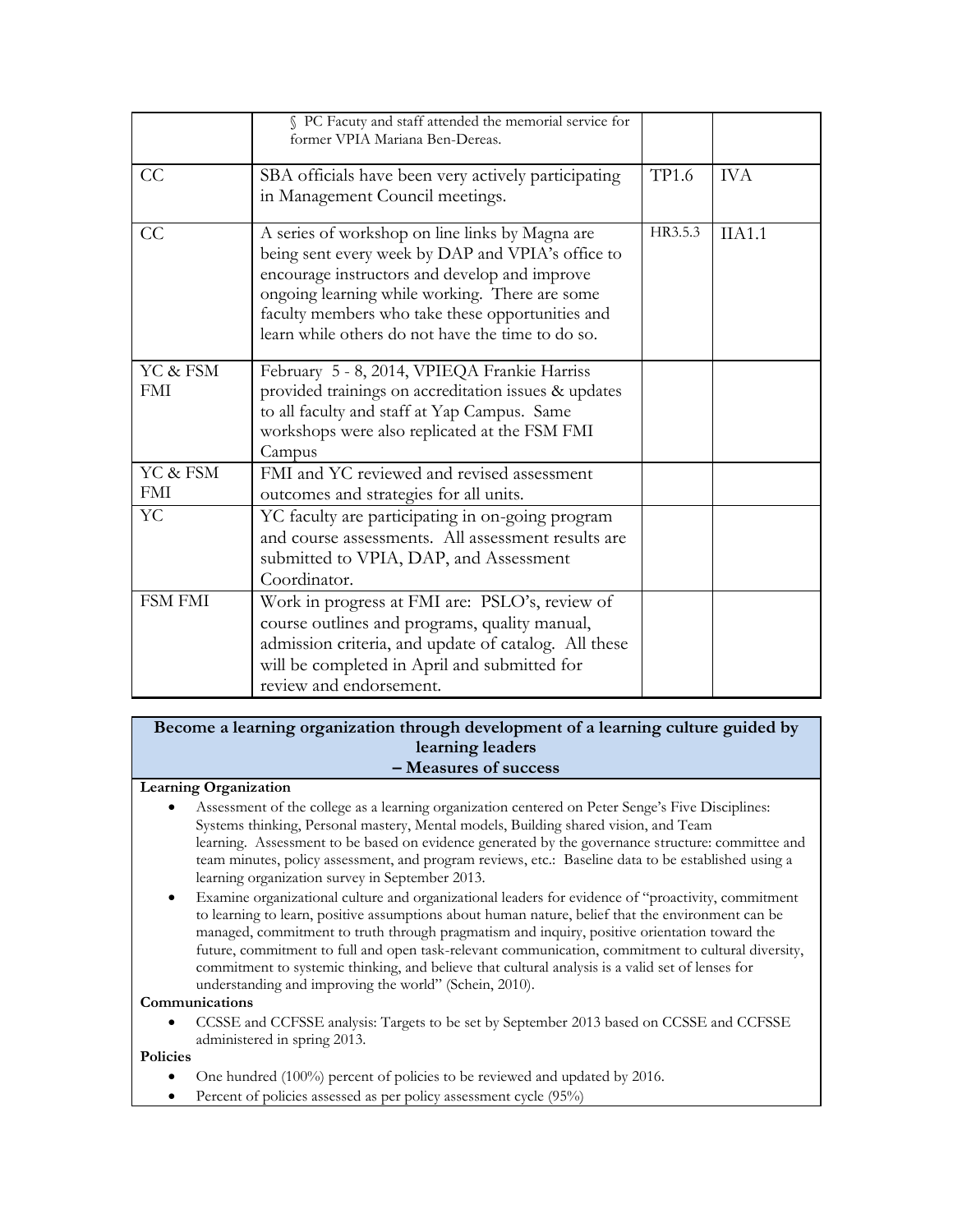| | | | |
|---|---|---|---|
| | § PC Facuty and staff attended the memorial service for former VPIA Mariana Ben-Dereas. | | |
| CC | SBA officials have been very actively participating in Management Council meetings. | TP1.6 | IVA |
| CC | A series of workshop on line links by Magna are being sent every week by DAP and VPIA's office to encourage instructors and develop and improve ongoing learning while working. There are some faculty members who take these opportunities and learn while others do not have the time to do so. | HR3.5.3 | IIA1.1 |
| YC & FSM FMI | February 5 - 8, 2014, VPIEQA Frankie Harriss provided trainings on accreditation issues & updates to all faculty and staff at Yap Campus. Same workshops were also replicated at the FSM FMI Campus | | |
| YC & FSM FMI | FMI and YC reviewed and revised assessment outcomes and strategies for all units. | | |
| YC | YC faculty are participating in on-going program and course assessments. All assessment results are submitted to VPIA, DAP, and Assessment Coordinator. | | |
| FSM FMI | Work in progress at FMI are: PSLO's, review of course outlines and programs, quality manual, admission criteria, and update of catalog. All these will be completed in April and submitted for review and endorsement. | | |

**Become a learning organization through development of a learning culture guided by learning leaders – Measures of success**

**Learning Organization**

- Assessment of the college as a learning organization centered on Peter Senge's Five Disciplines: Systems thinking, Personal mastery, Mental models, Building shared vision, and Team learning. Assessment to be based on evidence generated by the governance structure: committee and team minutes, policy assessment, and program reviews, etc.: Baseline data to be established using a learning organization survey in September 2013.
- Examine organizational culture and organizational leaders for evidence of "proactivity, commitment to learning to learn, positive assumptions about human nature, belief that the environment can be managed, commitment to truth through pragmatism and inquiry, positive orientation toward the future, commitment to full and open task-relevant communication, commitment to cultural diversity, commitment to systemic thinking, and believe that cultural analysis is a valid set of lenses for understanding and improving the world" (Schein, 2010).

**Communications**

- CCSSE and CCFSSE analysis: Targets to be set by September 2013 based on CCSSE and CCFSSE administered in spring 2013.

**Policies**

- One hundred (100%) percent of policies to be reviewed and updated by 2016.
- Percent of policies assessed as per policy assessment cycle (95%)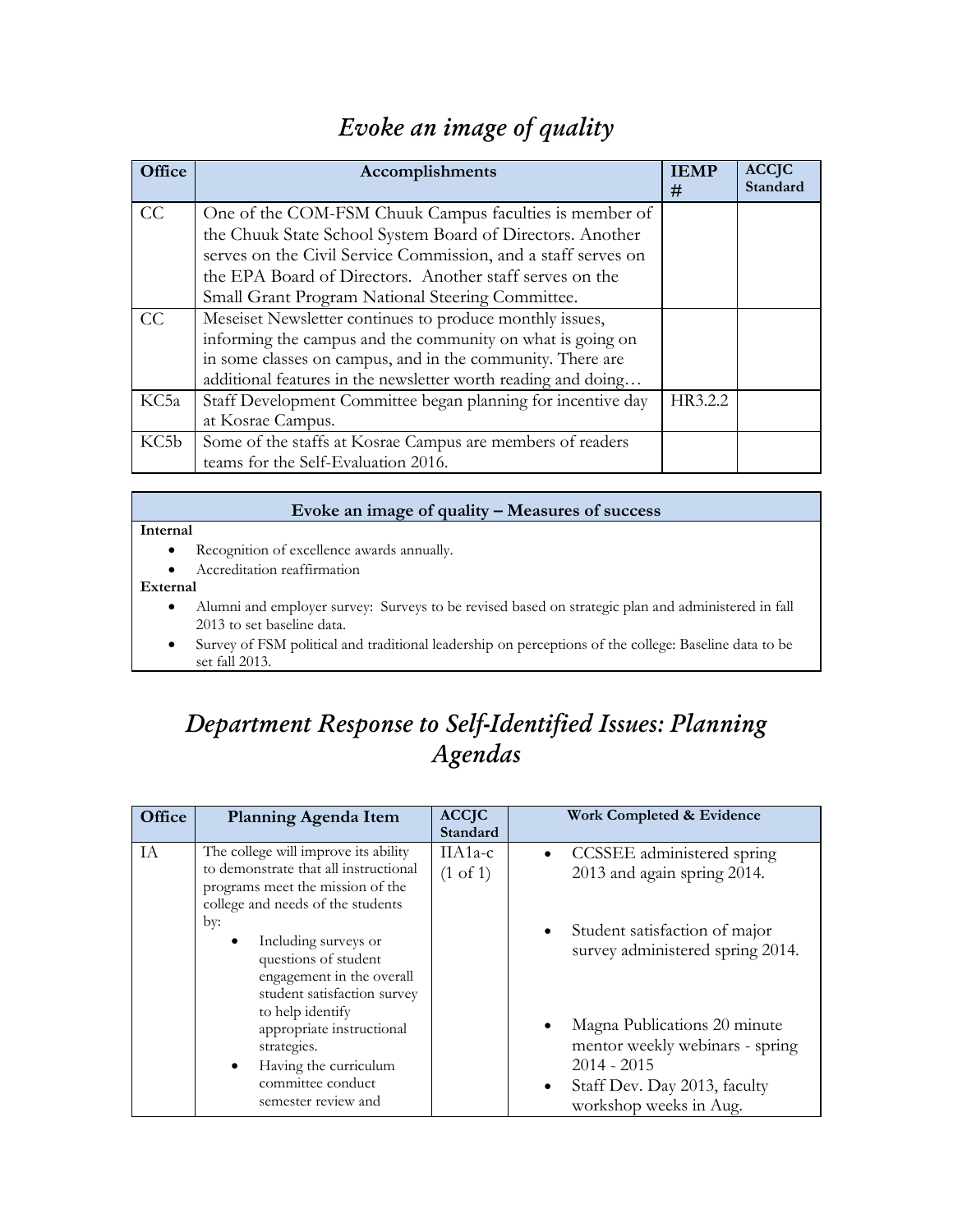# *Evoke an image of quality*

| Office | Accomplishments | IEMP # | ACCJC Standard |
|---|---|---|---|
| CC | One of the COM-FSM Chuuk Campus faculties is member of the Chuuk State School System Board of Directors. Another serves on the Civil Service Commission, and a staff serves on the EPA Board of Directors. Another staff serves on the Small Grant Program National Steering Committee. | | |
| CC | Meseiset Newsletter continues to produce monthly issues, informing the campus and the community on what is going on in some classes on campus, and in the community. There are additional features in the newsletter worth reading and doing… | | |
| KC5a | Staff Development Committee began planning for incentive day at Kosrae Campus. | HR3.2.2 | |
| KC5b | Some of the staffs at Kosrae Campus are members of readers teams for the Self-Evaluation 2016. | | |

**Evoke an image of quality – Measures of success**

**Internal**

- Recognition of excellence awards annually.
- Accreditation reaffirmation

**External**

- Alumni and employer survey: Surveys to be revised based on strategic plan and administered in fall 2013 to set baseline data.
- Survey of FSM political and traditional leadership on perceptions of the college: Baseline data to be set fall 2013.

# *Department Response to Self-Identified Issues: Planning Agendas*

| Office | Planning Agenda Item | ACCJC Standard | Work Completed & Evidence |
|---|---|---|---|
| IA | The college will improve its ability to demonstrate that all instructional programs meet the mission of the college and needs of the students by:<br>• Including surveys or questions of student engagement in the overall student satisfaction survey to help identify appropriate instructional strategies.<br>• Having the curriculum committee conduct semester review and | IIA1a-c (1 of 1) | • CCSSEE administered spring 2013 and again spring 2014.<br>• Student satisfaction of major survey administered spring 2014.<br>• Magna Publications 20 minute mentor weekly webinars - spring 2014 - 2015<br>• Staff Dev. Day 2013, faculty workshop weeks in Aug. |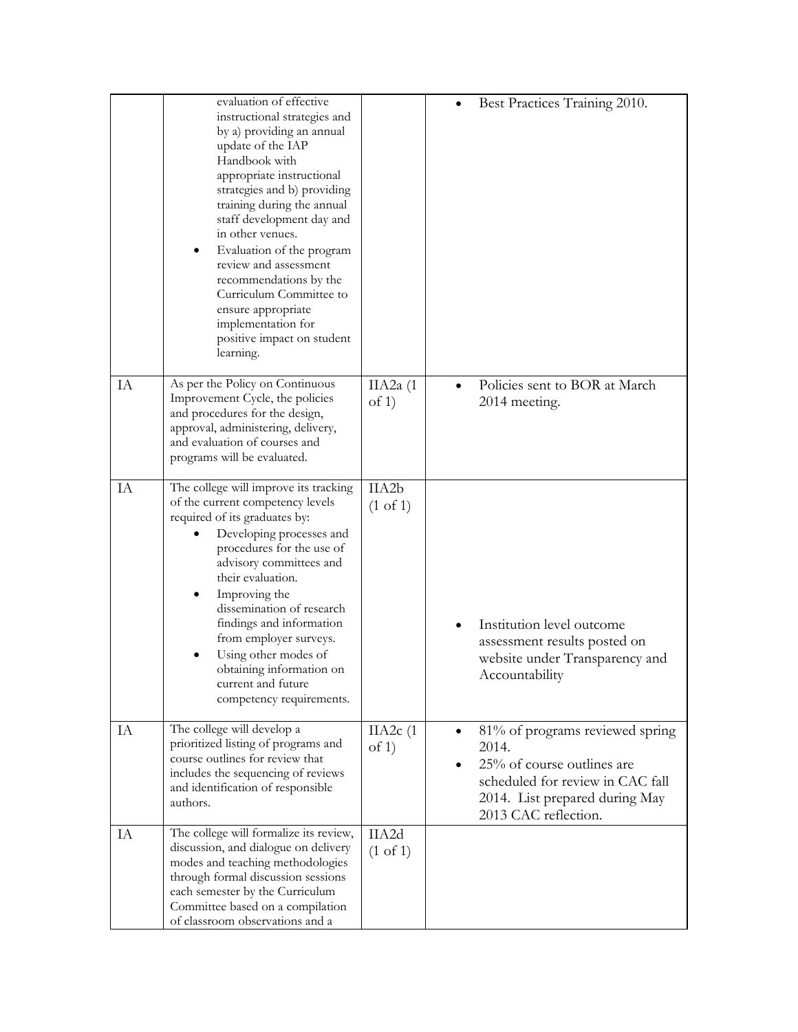| | | | |
|---|---|---|---|
| | evaluation of effective instructional strategies and by a) providing an annual update of the IAP Handbook with appropriate instructional strategies and b) providing training during the annual staff development day and in other venues.<br>• Evaluation of the program review and assessment recommendations by the Curriculum Committee to ensure appropriate implementation for positive impact on student learning. | | • Best Practices Training 2010. |
| IA | As per the Policy on Continuous Improvement Cycle, the policies and procedures for the design, approval, administering, delivery, and evaluation of courses and programs will be evaluated. | IIA2a (1 of 1) | • Policies sent to BOR at March 2014 meeting. |
| IA | The college will improve its tracking of the current competency levels required of its graduates by:<br>• Developing processes and procedures for the use of advisory committees and their evaluation.<br>• Improving the dissemination of research findings and information from employer surveys.<br>• Using other modes of obtaining information on current and future competency requirements. | IIA2b (1 of 1) | • Institution level outcome assessment results posted on website under Transparency and Accountability |
| IA | The college will develop a prioritized listing of programs and course outlines for review that includes the sequencing of reviews and identification of responsible authors. | IIA2c (1 of 1) | • 81% of programs reviewed spring 2014.<br>• 25% of course outlines are scheduled for review in CAC fall 2014. List prepared during May 2013 CAC reflection. |
| IA | The college will formalize its review, discussion, and dialogue on delivery modes and teaching methodologies through formal discussion sessions each semester by the Curriculum Committee based on a compilation of classroom observations and a | IIA2d (1 of 1) | |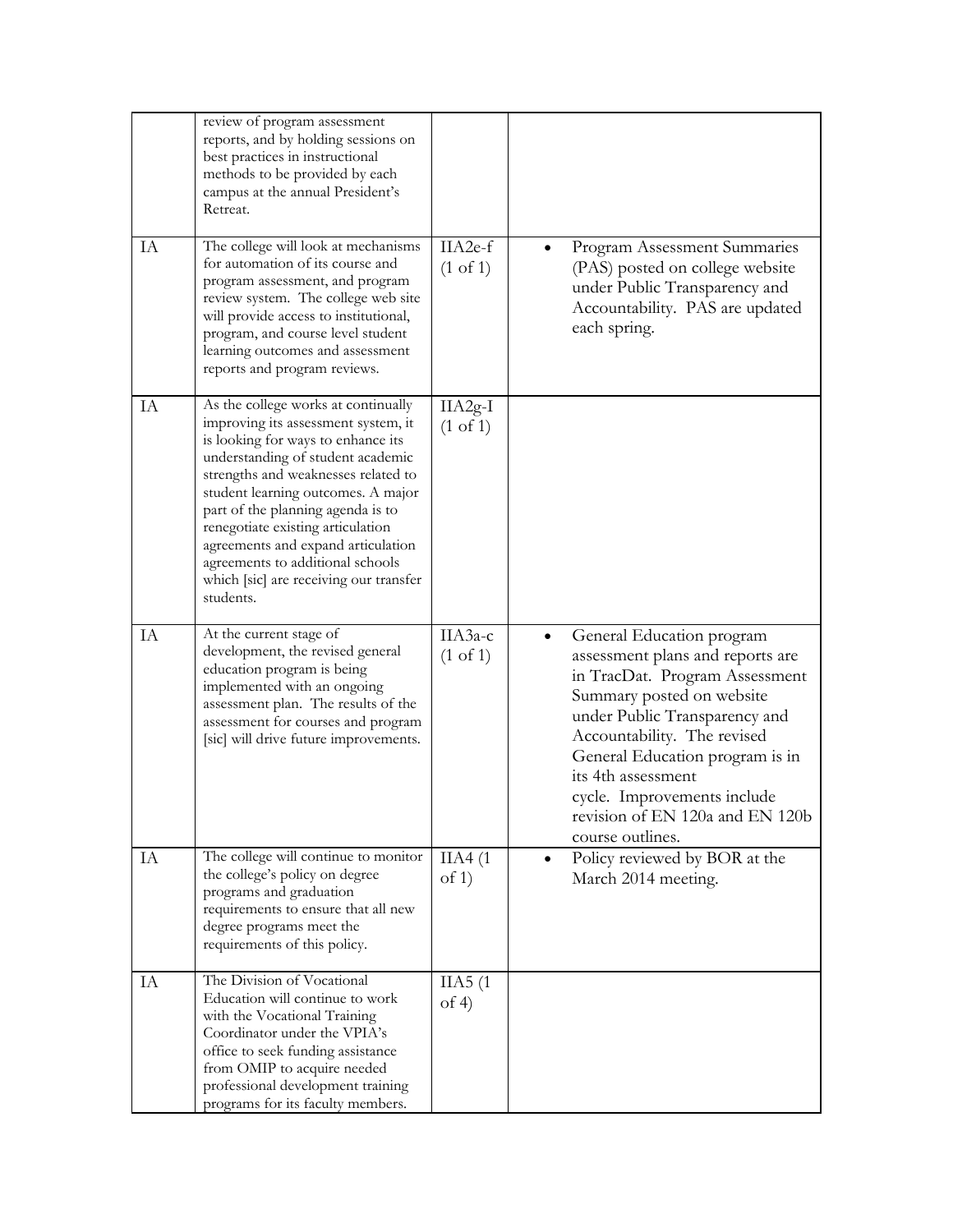| | | | |
|---|---|---|---|
| | review of program assessment reports, and by holding sessions on best practices in instructional methods to be provided by each campus at the annual President's Retreat. | | |
| IA | The college will look at mechanisms for automation of its course and program assessment, and program review system. The college web site will provide access to institutional, program, and course level student learning outcomes and assessment reports and program reviews. | IIA2e-f (1 of 1) | • Program Assessment Summaries (PAS) posted on college website under Public Transparency and Accountability. PAS are updated each spring. |
| IA | As the college works at continually improving its assessment system, it is looking for ways to enhance its understanding of student academic strengths and weaknesses related to student learning outcomes. A major part of the planning agenda is to renegotiate existing articulation agreements and expand articulation agreements to additional schools which [sic] are receiving our transfer students. | IIA2g-I (1 of 1) | |
| IA | At the current stage of development, the revised general education program is being implemented with an ongoing assessment plan. The results of the assessment for courses and program [sic] will drive future improvements. | IIA3a-c (1 of 1) | • General Education program assessment plans and reports are in TracDat. Program Assessment Summary posted on website under Public Transparency and Accountability. The revised General Education program is in its 4th assessment cycle. Improvements include revision of EN 120a and EN 120b course outlines. |
| IA | The college will continue to monitor the college's policy on degree programs and graduation requirements to ensure that all new degree programs meet the requirements of this policy. | IIA4 (1 of 1) | • Policy reviewed by BOR at the March 2014 meeting. |
| IA | The Division of Vocational Education will continue to work with the Vocational Training Coordinator under the VPIA's office to seek funding assistance from OMIP to acquire needed professional development training programs for its faculty members. | IIA5 (1 of 4) | |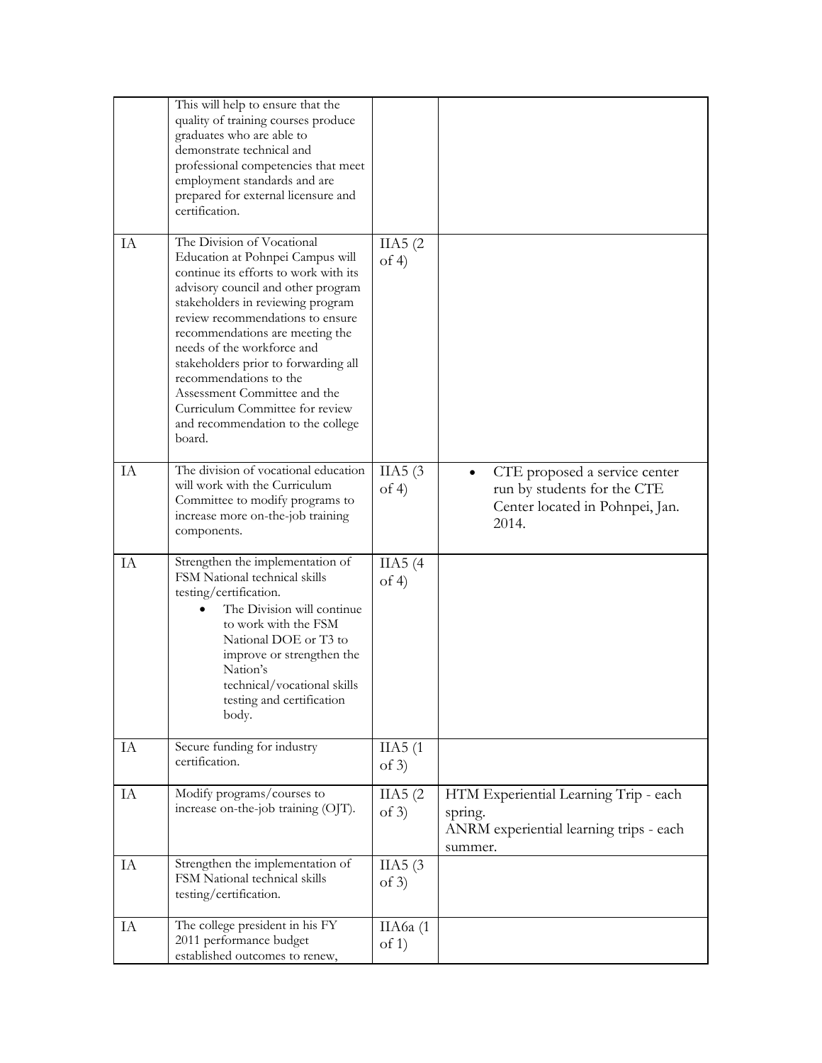|  |  |  |  |
|---|---|---|---|
|  | This will help to ensure that the quality of training courses produce graduates who are able to demonstrate technical and professional competencies that meet employment standards and are prepared for external licensure and certification. |  |  |
| IA | The Division of Vocational Education at Pohnpei Campus will continue its efforts to work with its advisory council and other program stakeholders in reviewing program review recommendations to ensure recommendations are meeting the needs of the workforce and stakeholders prior to forwarding all recommendations to the Assessment Committee and the Curriculum Committee for review and recommendation to the college board. | IIA5 (2 of 4) |  |
| IA | The division of vocational education will work with the Curriculum Committee to modify programs to increase more on-the-job training components. | IIA5 (3 of 4) | • CTE proposed a service center run by students for the CTE Center located in Pohnpei, Jan. 2014. |
| IA | Strengthen the implementation of FSM National technical skills testing/certification.<br>• The Division will continue to work with the FSM National DOE or T3 to improve or strengthen the Nation's technical/vocational skills testing and certification body. | IIA5 (4 of 4) |  |
| IA | Secure funding for industry certification. | IIA5 (1 of 3) |  |
| IA | Modify programs/courses to increase on-the-job training (OJT). | IIA5 (2 of 3) | HTM Experiential Learning Trip - each spring.<br>ANRM experiential learning trips - each summer. |
| IA | Strengthen the implementation of FSM National technical skills testing/certification. | IIA5 (3 of 3) |  |
| IA | The college president in his FY 2011 performance budget established outcomes to renew, | IIA6a (1 of 1) |  |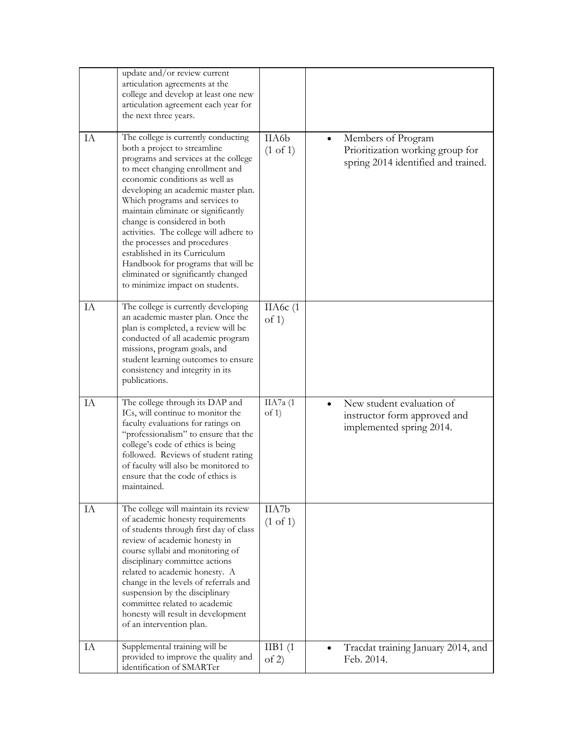| | | | |
|---|---|---|---|
| | update and/or review current articulation agreements at the college and develop at least one new articulation agreement each year for the next three years. | | |
| IA | The college is currently conducting both a project to streamline programs and services at the college to meet changing enrollment and economic conditions as well as developing an academic master plan. Which programs and services to maintain eliminate or significantly change is considered in both activities. The college will adhere to the processes and procedures established in its Curriculum Handbook for programs that will be eliminated or significantly changed to minimize impact on students. | IIA6b (1 of 1) | • Members of Program Prioritization working group for spring 2014 identified and trained. |
| IA | The college is currently developing an academic master plan. Once the plan is completed, a review will be conducted of all academic program missions, program goals, and student learning outcomes to ensure consistency and integrity in its publications. | IIA6c (1 of 1) | |
| IA | The college through its DAP and ICs, will continue to monitor the faculty evaluations for ratings on "professionalism" to ensure that the college's code of ethics is being followed. Reviews of student rating of faculty will also be monitored to ensure that the code of ethics is maintained. | IIA7a (1 of 1) | • New student evaluation of instructor form approved and implemented spring 2014. |
| IA | The college will maintain its review of academic honesty requirements of students through first day of class review of academic honesty in course syllabi and monitoring of disciplinary committee actions related to academic honesty. A change in the levels of referrals and suspension by the disciplinary committee related to academic honesty will result in development of an intervention plan. | IIA7b (1 of 1) | |
| IA | Supplemental training will be provided to improve the quality and identification of SMARTer | IIB1 (1 of 2) | • Tracdat training January 2014, and Feb. 2014. |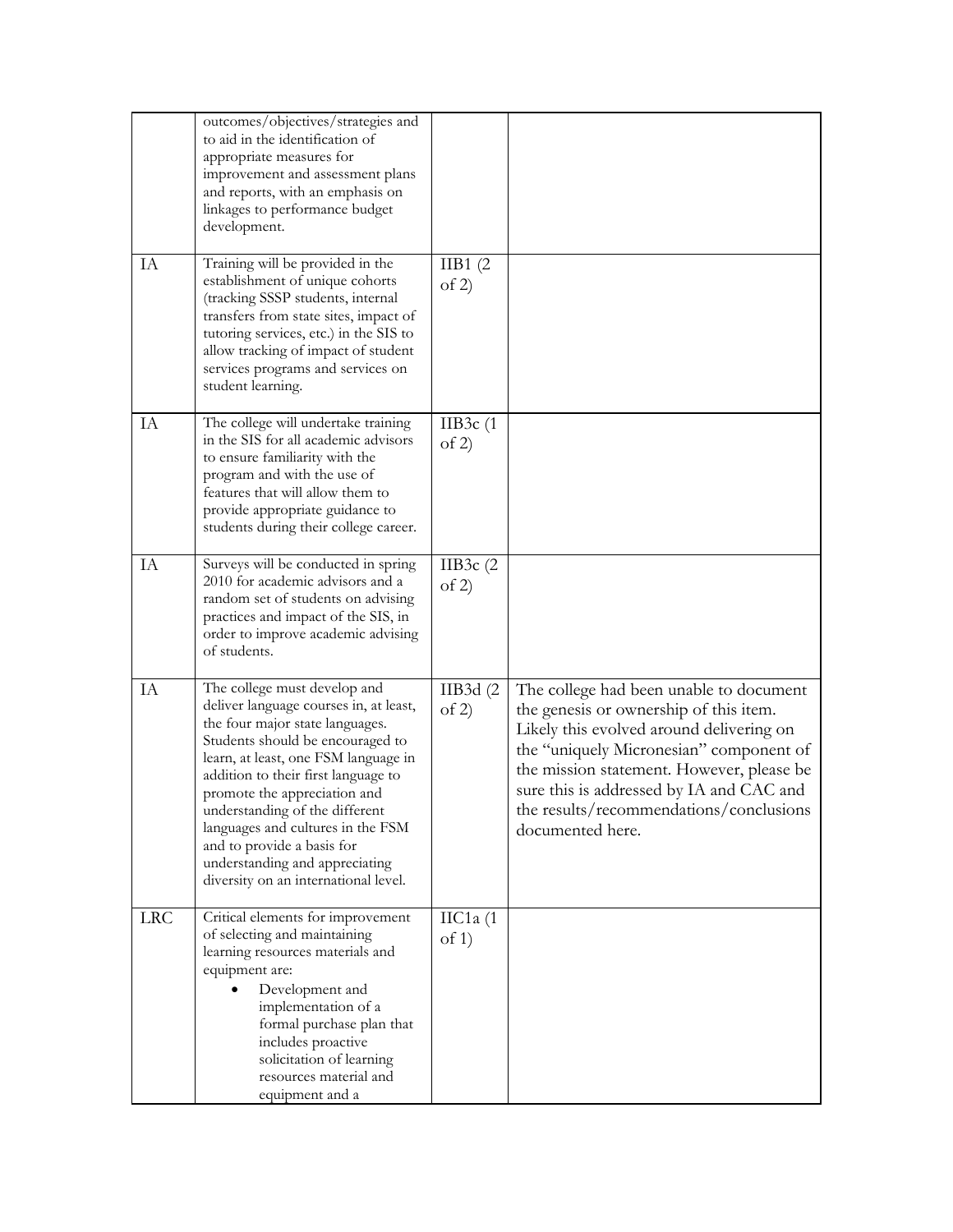| | | | |
|---|---|---|---|
| | outcomes/objectives/strategies and to aid in the identification of appropriate measures for improvement and assessment plans and reports, with an emphasis on linkages to performance budget development. | | |
| IA | Training will be provided in the establishment of unique cohorts (tracking SSSP students, internal transfers from state sites, impact of tutoring services, etc.) in the SIS to allow tracking of impact of student services programs and services on student learning. | IIB1 (2 of 2) | |
| IA | The college will undertake training in the SIS for all academic advisors to ensure familiarity with the program and with the use of features that will allow them to provide appropriate guidance to students during their college career. | IIB3c (1 of 2) | |
| IA | Surveys will be conducted in spring 2010 for academic advisors and a random set of students on advising practices and impact of the SIS, in order to improve academic advising of students. | IIB3c (2 of 2) | |
| IA | The college must develop and deliver language courses in, at least, the four major state languages. Students should be encouraged to learn, at least, one FSM language in addition to their first language to promote the appreciation and understanding of the different languages and cultures in the FSM and to provide a basis for understanding and appreciating diversity on an international level. | IIB3d (2 of 2) | The college had been unable to document the genesis or ownership of this item. Likely this evolved around delivering on the "uniquely Micronesian" component of the mission statement. However, please be sure this is addressed by IA and CAC and the results/recommendations/conclusions documented here. |
| LRC | Critical elements for improvement of selecting and maintaining learning resources materials and equipment are: <br>• Development and implementation of a formal purchase plan that includes proactive solicitation of learning resources material and equipment and a | IIC1a (1 of 1) | |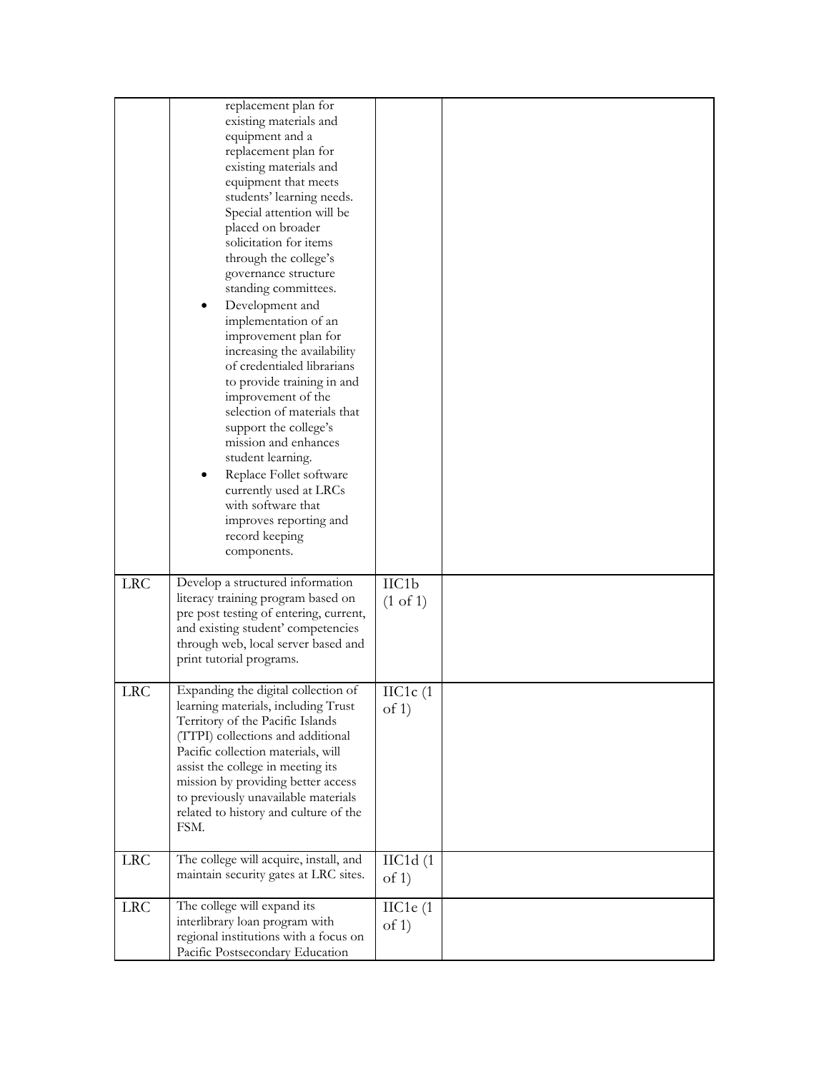| | | | |
|---|---|---|---|
| | replacement plan for existing materials and equipment and a replacement plan for existing materials and equipment that meets students' learning needs. Special attention will be placed on broader solicitation for items through the college's governance structure standing committees.<br>• Development and implementation of an improvement plan for increasing the availability of credentialed librarians to provide training in and improvement of the selection of materials that support the college's mission and enhances student learning.<br>• Replace Follet software currently used at LRCs with software that improves reporting and record keeping components. | | |
| LRC | Develop a structured information literacy training program based on pre post testing of entering, current, and existing student' competencies through web, local server based and print tutorial programs. | IIC1b (1 of 1) | |
| LRC | Expanding the digital collection of learning materials, including Trust Territory of the Pacific Islands (TTPI) collections and additional Pacific collection materials, will assist the college in meeting its mission by providing better access to previously unavailable materials related to history and culture of the FSM. | IIC1c (1 of 1) | |
| LRC | The college will acquire, install, and maintain security gates at LRC sites. | IIC1d (1 of 1) | |
| LRC | The college will expand its interlibrary loan program with regional institutions with a focus on Pacific Postsecondary Education | IIC1e (1 of 1) | |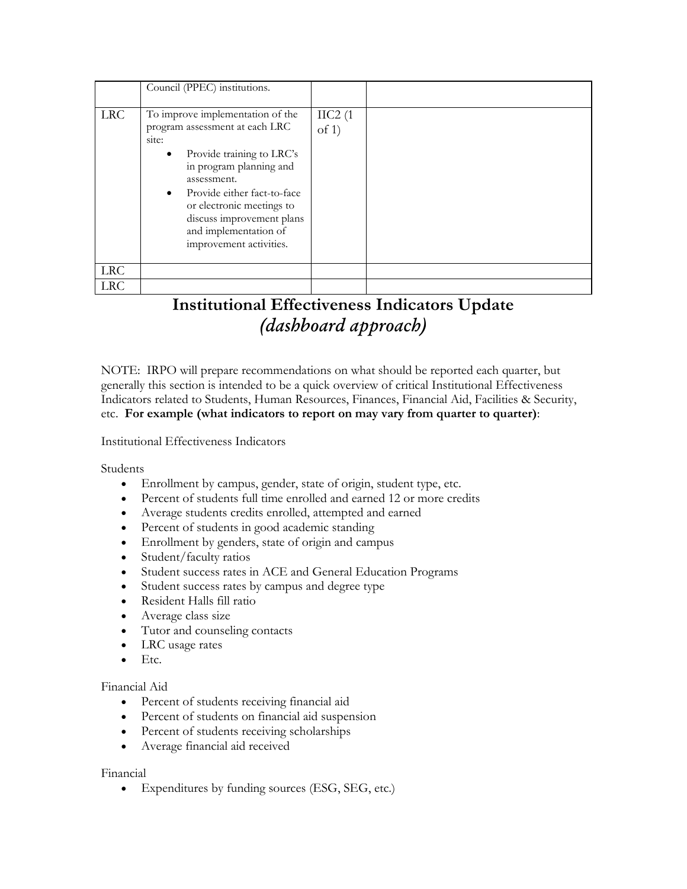| | | | |
|---|---|---|---|
| | Council (PPEC) institutions. | | |
| LRC | To improve implementation of the program assessment at each LRC site:<br>• Provide training to LRC's in program planning and assessment.<br>• Provide either fact-to-face or electronic meetings to discuss improvement plans and implementation of improvement activities. | IIC2 (1 of 1) | |
| LRC | | | |
| LRC | | | |

# Institutional Effectiveness Indicators Update
## *(dashboard approach)*

NOTE: IRPO will prepare recommendations on what should be reported each quarter, but generally this section is intended to be a quick overview of critical Institutional Effectiveness Indicators related to Students, Human Resources, Finances, Financial Aid, Facilities & Security, etc. **For example (what indicators to report on may vary from quarter to quarter)**:

Institutional Effectiveness Indicators

Students

- Enrollment by campus, gender, state of origin, student type, etc.
- Percent of students full time enrolled and earned 12 or more credits
- Average students credits enrolled, attempted and earned
- Percent of students in good academic standing
- Enrollment by genders, state of origin and campus
- Student/faculty ratios
- Student success rates in ACE and General Education Programs
- Student success rates by campus and degree type
- Resident Halls fill ratio
- Average class size
- Tutor and counseling contacts
- LRC usage rates
- Etc.

Financial Aid

- Percent of students receiving financial aid
- Percent of students on financial aid suspension
- Percent of students receiving scholarships
- Average financial aid received

Financial

- Expenditures by funding sources (ESG, SEG, etc.)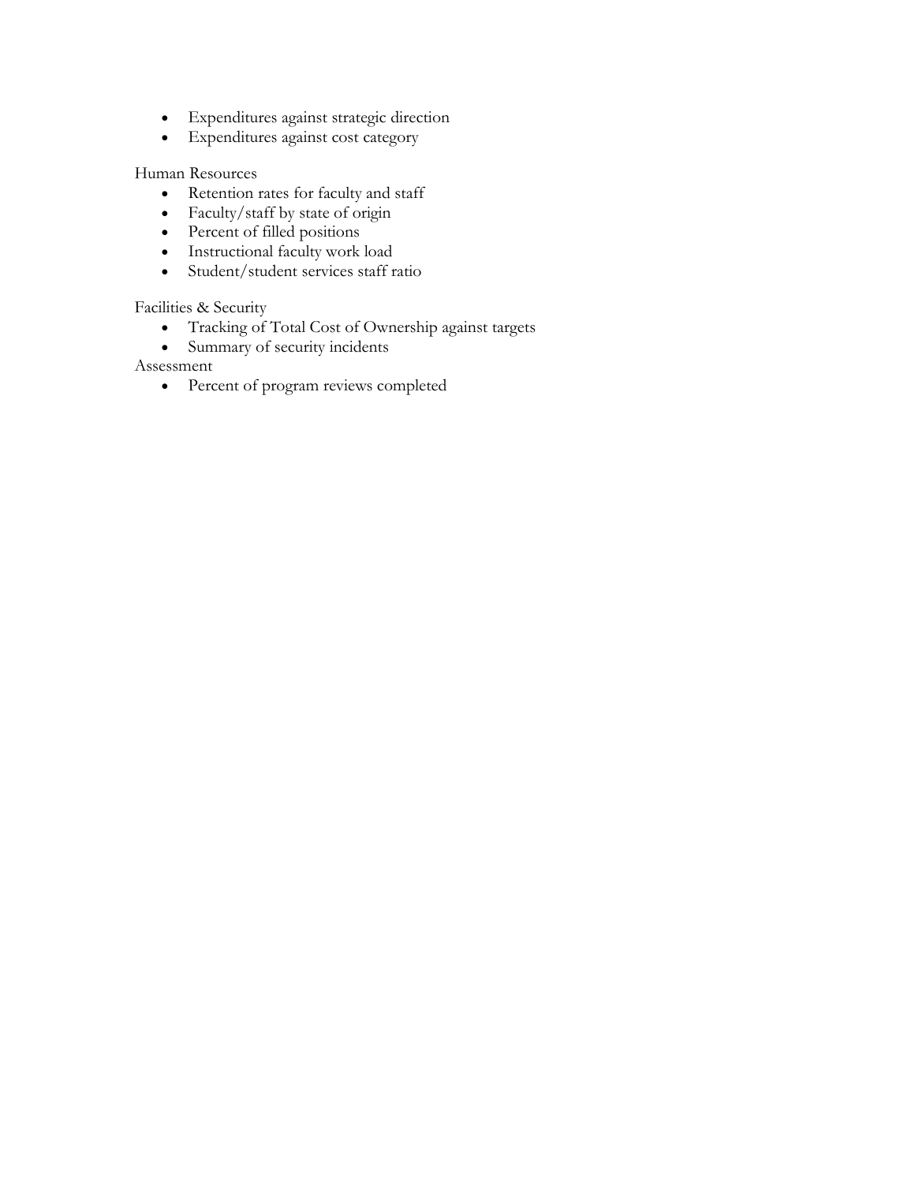- Expenditures against strategic direction
- Expenditures against cost category

Human Resources

- Retention rates for faculty and staff
- Faculty/staff by state of origin
- Percent of filled positions
- Instructional faculty work load
- Student/student services staff ratio

Facilities & Security

- Tracking of Total Cost of Ownership against targets
- Summary of security incidents

Assessment

- Percent of program reviews completed